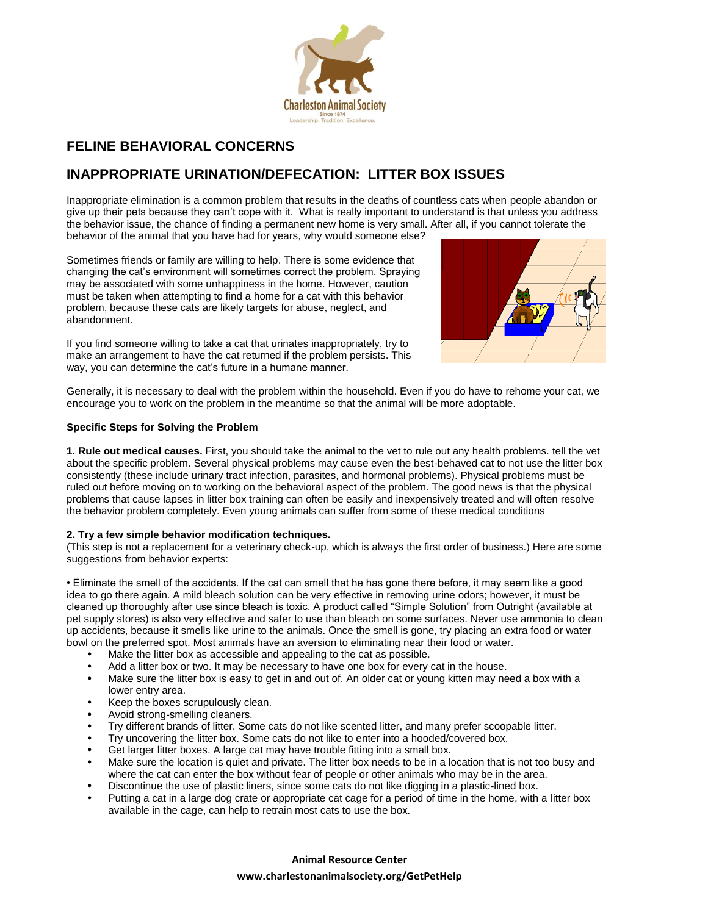# FELINE BEHAVIORAL CONCERNS

## INAPPROPRIATE URINATION/DEFECATION: LITTER BOX ISSUES

Inappropriate elimination is a common problem that results in the deaths of countless cats when people abandon or give up their pets because they can't cope with it. What is really important to understand is that unless you address the behavior issue, the chance of finding a permanent new home is very small. After all, if you cannot tolerate the behavior of the animal that you have had for years, why would someone else?

Sometimes friends or family are willing to help. There is some evidence that changing the cat's environment will sometimes correct the problem. Spraying may be associated with some unhappiness in the home. However, caution must be taken when attempting to find a home for a cat with this behavior problem, because these cats are likely targets for abuse, neglect, and abandonment.

If you find someone willing to take a cat that urinates inappropriately, try to make an arrangement to have the cat returned if the problem persists. This way, you can determine the cat's future in a humane manner.

Generally, it is necessary to deal with the problem within the household. Even if you do have to rehome your cat, we encourage you to work on the problem in the meantime so that the animal will be more adoptable.

**Specific Steps for Solving the Problem**

**1. Rule out medical causes.** First, you should take the animal to the vet to rule out any health problems. tell the vet about the specific problem. Several physical problems may cause even the best-behaved cat to not use the litter box consistently (these include urinary tract infection, parasites, and hormonal problems). Physical problems must be ruled out before moving on to working on the behavioral aspect of the problem. The good news is that the physical problems that cause lapses in litter box training can often be easily and inexpensively treated and will often resolve the behavior problem completely. Even young animals can suffer from some of these medical conditions

**2. Try a few simple behavior modification techniques.**
(This step is not a replacement for a veterinary check-up, which is always the first order of business.) Here are some suggestions from behavior experts:

• Eliminate the smell of the accidents. If the cat can smell that he has gone there before, it may seem like a good idea to go there again. A mild bleach solution can be very effective in removing urine odors; however, it must be cleaned up thoroughly after use since bleach is toxic. A product called "Simple Solution" from Outright (available at pet supply stores) is also very effective and safer to use than bleach on some surfaces. Never use ammonia to clean up accidents, because it smells like urine to the animals. Once the smell is gone, try placing an extra food or water bowl on the preferred spot. Most animals have an aversion to eliminating near their food or water.

- Make the litter box as accessible and appealing to the cat as possible.
- Add a litter box or two. It may be necessary to have one box for every cat in the house.
- Make sure the litter box is easy to get in and out of. An older cat or young kitten may need a box with a lower entry area.
- Keep the boxes scrupulously clean.
- Avoid strong-smelling cleaners.
- Try different brands of litter. Some cats do not like scented litter, and many prefer scoopable litter.
- Try uncovering the litter box. Some cats do not like to enter into a hooded/covered box.
- Get larger litter boxes. A large cat may have trouble fitting into a small box.
- Make sure the location is quiet and private. The litter box needs to be in a location that is not too busy and where the cat can enter the box without fear of people or other animals who may be in the area.
- Discontinue the use of plastic liners, since some cats do not like digging in a plastic-lined box.
- Putting a cat in a large dog crate or appropriate cat cage for a period of time in the home, with a litter box available in the cage, can help to retrain most cats to use the box.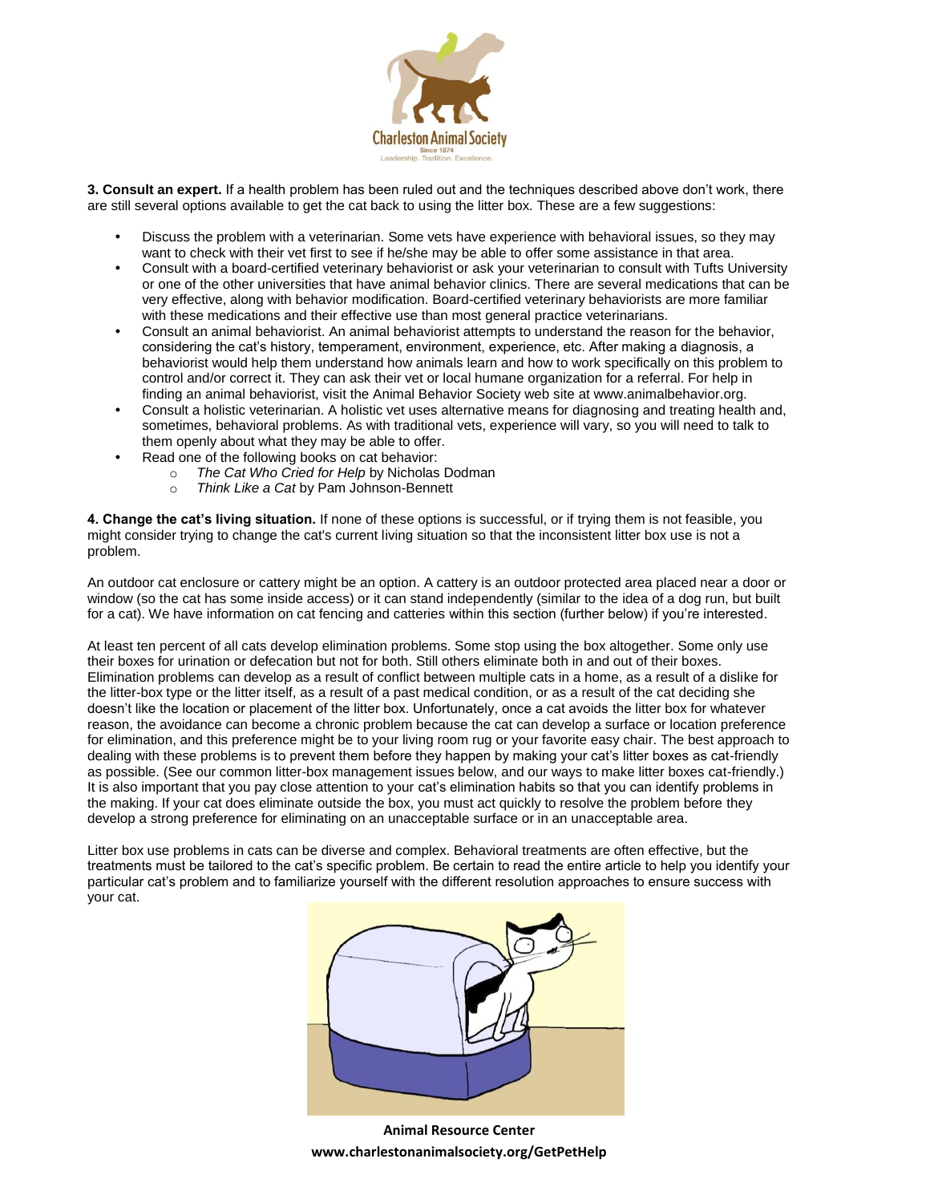**3. Consult an expert.** If a health problem has been ruled out and the techniques described above don't work, there are still several options available to get the cat back to using the litter box. These are a few suggestions:

- Discuss the problem with a veterinarian. Some vets have experience with behavioral issues, so they may want to check with their vet first to see if he/she may be able to offer some assistance in that area.
- Consult with a board-certified veterinary behaviorist or ask your veterinarian to consult with Tufts University or one of the other universities that have animal behavior clinics. There are several medications that can be very effective, along with behavior modification. Board-certified veterinary behaviorists are more familiar with these medications and their effective use than most general practice veterinarians.
- Consult an animal behaviorist. An animal behaviorist attempts to understand the reason for the behavior, considering the cat's history, temperament, environment, experience, etc. After making a diagnosis, a behaviorist would help them understand how animals learn and how to work specifically on this problem to control and/or correct it. They can ask their vet or local humane organization for a referral. For help in finding an animal behaviorist, visit the Animal Behavior Society web site at www.animalbehavior.org.
- Consult a holistic veterinarian. A holistic vet uses alternative means for diagnosing and treating health and, sometimes, behavioral problems. As with traditional vets, experience will vary, so you will need to talk to them openly about what they may be able to offer.
- Read one of the following books on cat behavior:
  - *The Cat Who Cried for Help* by Nicholas Dodman
  - *Think Like a Cat* by Pam Johnson-Bennett

**4. Change the cat's living situation.** If none of these options is successful, or if trying them is not feasible, you might consider trying to change the cat's current living situation so that the inconsistent litter box use is not a problem.

An outdoor cat enclosure or cattery might be an option. A cattery is an outdoor protected area placed near a door or window (so the cat has some inside access) or it can stand independently (similar to the idea of a dog run, but built for a cat). We have information on cat fencing and catteries within this section (further below) if you're interested.

At least ten percent of all cats develop elimination problems. Some stop using the box altogether. Some only use their boxes for urination or defecation but not for both. Still others eliminate both in and out of their boxes. Elimination problems can develop as a result of conflict between multiple cats in a home, as a result of a dislike for the litter-box type or the litter itself, as a result of a past medical condition, or as a result of the cat deciding she doesn't like the location or placement of the litter box. Unfortunately, once a cat avoids the litter box for whatever reason, the avoidance can become a chronic problem because the cat can develop a surface or location preference for elimination, and this preference might be to your living room rug or your favorite easy chair. The best approach to dealing with these problems is to prevent them before they happen by making your cat's litter boxes as cat-friendly as possible. (See our common litter-box management issues below, and our ways to make litter boxes cat-friendly.) It is also important that you pay close attention to your cat's elimination habits so that you can identify problems in the making. If your cat does eliminate outside the box, you must act quickly to resolve the problem before they develop a strong preference for eliminating on an unacceptable surface or in an unacceptable area.

Litter box use problems in cats can be diverse and complex. Behavioral treatments are often effective, but the treatments must be tailored to the cat's specific problem. Be certain to read the entire article to help you identify your particular cat's problem and to familiarize yourself with the different resolution approaches to ensure success with your cat.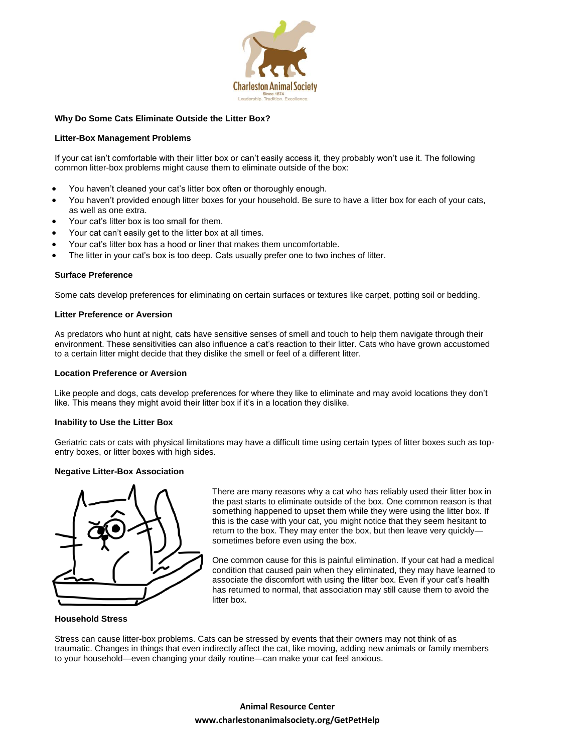## Why Do Some Cats Eliminate Outside the Litter Box?

### Litter-Box Management Problems

If your cat isn't comfortable with their litter box or can't easily access it, they probably won't use it. The following common litter-box problems might cause them to eliminate outside of the box:

- You haven't cleaned your cat's litter box often or thoroughly enough.
- You haven't provided enough litter boxes for your household. Be sure to have a litter box for each of your cats, as well as one extra.
- Your cat's litter box is too small for them.
- Your cat can't easily get to the litter box at all times.
- Your cat's litter box has a hood or liner that makes them uncomfortable.
- The litter in your cat's box is too deep. Cats usually prefer one to two inches of litter.

### Surface Preference

Some cats develop preferences for eliminating on certain surfaces or textures like carpet, potting soil or bedding.

### Litter Preference or Aversion

As predators who hunt at night, cats have sensitive senses of smell and touch to help them navigate through their environment. These sensitivities can also influence a cat's reaction to their litter. Cats who have grown accustomed to a certain litter might decide that they dislike the smell or feel of a different litter.

### Location Preference or Aversion

Like people and dogs, cats develop preferences for where they like to eliminate and may avoid locations they don't like. This means they might avoid their litter box if it's in a location they dislike.

### Inability to Use the Litter Box

Geriatric cats or cats with physical limitations may have a difficult time using certain types of litter boxes such as top-entry boxes, or litter boxes with high sides.

### Negative Litter-Box Association

There are many reasons why a cat who has reliably used their litter box in the past starts to eliminate outside of the box. One common reason is that something happened to upset them while they were using the litter box. If this is the case with your cat, you might notice that they seem hesitant to return to the box. They may enter the box, but then leave very quickly—sometimes before even using the box.

One common cause for this is painful elimination. If your cat had a medical condition that caused pain when they eliminated, they may have learned to associate the discomfort with using the litter box. Even if your cat's health has returned to normal, that association may still cause them to avoid the litter box.

### Household Stress

Stress can cause litter-box problems. Cats can be stressed by events that their owners may not think of as traumatic. Changes in things that even indirectly affect the cat, like moving, adding new animals or family members to your household—even changing your daily routine—can make your cat feel anxious.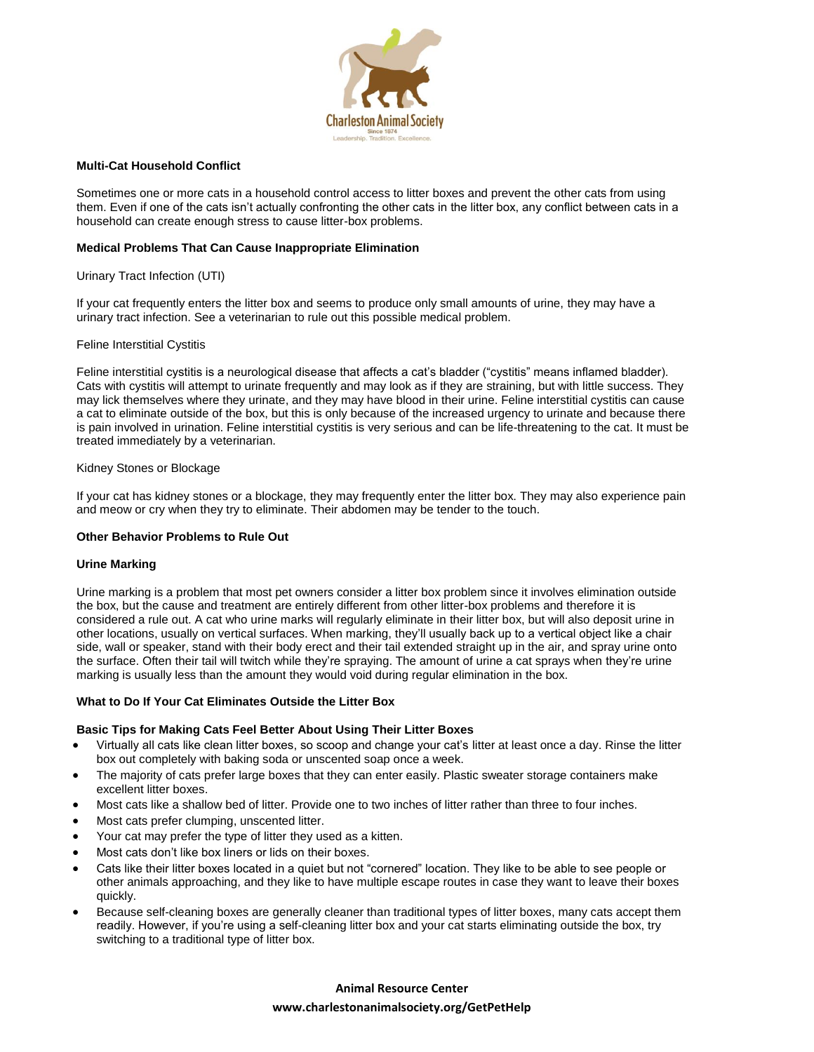**Multi-Cat Household Conflict**

Sometimes one or more cats in a household control access to litter boxes and prevent the other cats from using them. Even if one of the cats isn't actually confronting the other cats in the litter box, any conflict between cats in a household can create enough stress to cause litter-box problems.

**Medical Problems That Can Cause Inappropriate Elimination**

Urinary Tract Infection (UTI)

If your cat frequently enters the litter box and seems to produce only small amounts of urine, they may have a urinary tract infection. See a veterinarian to rule out this possible medical problem.

Feline Interstitial Cystitis

Feline interstitial cystitis is a neurological disease that affects a cat's bladder ("cystitis" means inflamed bladder). Cats with cystitis will attempt to urinate frequently and may look as if they are straining, but with little success. They may lick themselves where they urinate, and they may have blood in their urine. Feline interstitial cystitis can cause a cat to eliminate outside of the box, but this is only because of the increased urgency to urinate and because there is pain involved in urination. Feline interstitial cystitis is very serious and can be life-threatening to the cat. It must be treated immediately by a veterinarian.

Kidney Stones or Blockage

If your cat has kidney stones or a blockage, they may frequently enter the litter box. They may also experience pain and meow or cry when they try to eliminate. Their abdomen may be tender to the touch.

**Other Behavior Problems to Rule Out**

**Urine Marking**

Urine marking is a problem that most pet owners consider a litter box problem since it involves elimination outside the box, but the cause and treatment are entirely different from other litter-box problems and therefore it is considered a rule out. A cat who urine marks will regularly eliminate in their litter box, but will also deposit urine in other locations, usually on vertical surfaces. When marking, they'll usually back up to a vertical object like a chair side, wall or speaker, stand with their body erect and their tail extended straight up in the air, and spray urine onto the surface. Often their tail will twitch while they're spraying. The amount of urine a cat sprays when they're urine marking is usually less than the amount they would void during regular elimination in the box.

**What to Do If Your Cat Eliminates Outside the Litter Box**

**Basic Tips for Making Cats Feel Better About Using Their Litter Boxes**

- Virtually all cats like clean litter boxes, so scoop and change your cat's litter at least once a day. Rinse the litter box out completely with baking soda or unscented soap once a week.
- The majority of cats prefer large boxes that they can enter easily. Plastic sweater storage containers make excellent litter boxes.
- Most cats like a shallow bed of litter. Provide one to two inches of litter rather than three to four inches.
- Most cats prefer clumping, unscented litter.
- Your cat may prefer the type of litter they used as a kitten.
- Most cats don't like box liners or lids on their boxes.
- Cats like their litter boxes located in a quiet but not "cornered" location. They like to be able to see people or other animals approaching, and they like to have multiple escape routes in case they want to leave their boxes quickly.
- Because self-cleaning boxes are generally cleaner than traditional types of litter boxes, many cats accept them readily. However, if you're using a self-cleaning litter box and your cat starts eliminating outside the box, try switching to a traditional type of litter box.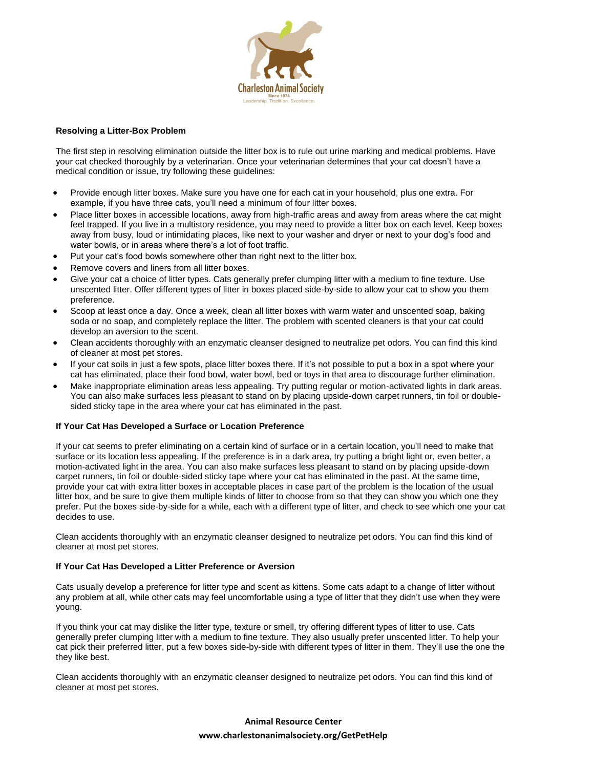## Resolving a Litter-Box Problem

The first step in resolving elimination outside the litter box is to rule out urine marking and medical problems. Have your cat checked thoroughly by a veterinarian. Once your veterinarian determines that your cat doesn't have a medical condition or issue, try following these guidelines:

- Provide enough litter boxes. Make sure you have one for each cat in your household, plus one extra. For example, if you have three cats, you'll need a minimum of four litter boxes.
- Place litter boxes in accessible locations, away from high-traffic areas and away from areas where the cat might feel trapped. If you live in a multistory residence, you may need to provide a litter box on each level. Keep boxes away from busy, loud or intimidating places, like next to your washer and dryer or next to your dog's food and water bowls, or in areas where there's a lot of foot traffic.
- Put your cat's food bowls somewhere other than right next to the litter box.
- Remove covers and liners from all litter boxes.
- Give your cat a choice of litter types. Cats generally prefer clumping litter with a medium to fine texture. Use unscented litter. Offer different types of litter in boxes placed side-by-side to allow your cat to show you them preference.
- Scoop at least once a day. Once a week, clean all litter boxes with warm water and unscented soap, baking soda or no soap, and completely replace the litter. The problem with scented cleaners is that your cat could develop an aversion to the scent.
- Clean accidents thoroughly with an enzymatic cleanser designed to neutralize pet odors. You can find this kind of cleaner at most pet stores.
- If your cat soils in just a few spots, place litter boxes there. If it's not possible to put a box in a spot where your cat has eliminated, place their food bowl, water bowl, bed or toys in that area to discourage further elimination.
- Make inappropriate elimination areas less appealing. Try putting regular or motion-activated lights in dark areas. You can also make surfaces less pleasant to stand on by placing upside-down carpet runners, tin foil or double-sided sticky tape in the area where your cat has eliminated in the past.

## If Your Cat Has Developed a Surface or Location Preference

If your cat seems to prefer eliminating on a certain kind of surface or in a certain location, you'll need to make that surface or its location less appealing. If the preference is in a dark area, try putting a bright light or, even better, a motion-activated light in the area. You can also make surfaces less pleasant to stand on by placing upside-down carpet runners, tin foil or double-sided sticky tape where your cat has eliminated in the past. At the same time, provide your cat with extra litter boxes in acceptable places in case part of the problem is the location of the usual litter box, and be sure to give them multiple kinds of litter to choose from so that they can show you which one they prefer. Put the boxes side-by-side for a while, each with a different type of litter, and check to see which one your cat decides to use.

Clean accidents thoroughly with an enzymatic cleanser designed to neutralize pet odors. You can find this kind of cleaner at most pet stores.

## If Your Cat Has Developed a Litter Preference or Aversion

Cats usually develop a preference for litter type and scent as kittens. Some cats adapt to a change of litter without any problem at all, while other cats may feel uncomfortable using a type of litter that they didn't use when they were young.

If you think your cat may dislike the litter type, texture or smell, try offering different types of litter to use. Cats generally prefer clumping litter with a medium to fine texture. They also usually prefer unscented litter. To help your cat pick their preferred litter, put a few boxes side-by-side with different types of litter in them. They'll use the one the they like best.

Clean accidents thoroughly with an enzymatic cleanser designed to neutralize pet odors. You can find this kind of cleaner at most pet stores.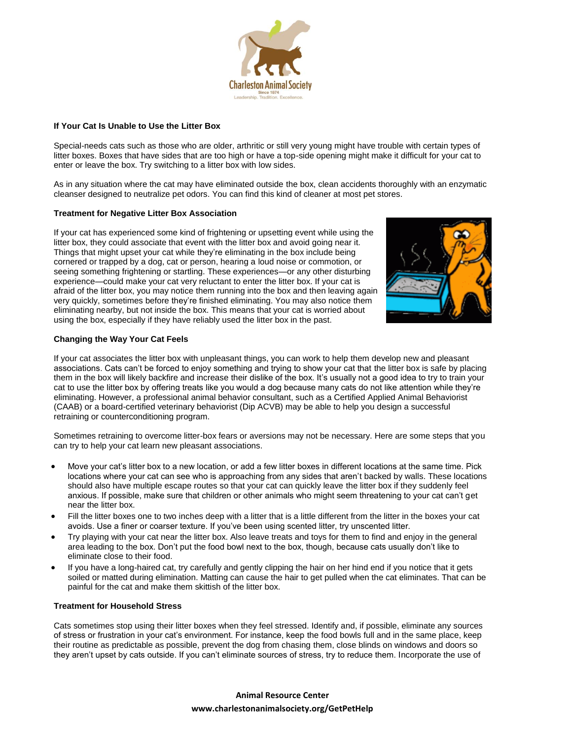## If Your Cat Is Unable to Use the Litter Box

Special-needs cats such as those who are older, arthritic or still very young might have trouble with certain types of litter boxes. Boxes that have sides that are too high or have a top-side opening might make it difficult for your cat to enter or leave the box. Try switching to a litter box with low sides.

As in any situation where the cat may have eliminated outside the box, clean accidents thoroughly with an enzymatic cleanser designed to neutralize pet odors. You can find this kind of cleaner at most pet stores.

## Treatment for Negative Litter Box Association

If your cat has experienced some kind of frightening or upsetting event while using the litter box, they could associate that event with the litter box and avoid going near it. Things that might upset your cat while they're eliminating in the box include being cornered or trapped by a dog, cat or person, hearing a loud noise or commotion, or seeing something frightening or startling. These experiences—or any other disturbing experience—could make your cat very reluctant to enter the litter box. If your cat is afraid of the litter box, you may notice them running into the box and then leaving again very quickly, sometimes before they're finished eliminating. You may also notice them eliminating nearby, but not inside the box. This means that your cat is worried about using the box, especially if they have reliably used the litter box in the past.

## Changing the Way Your Cat Feels

If your cat associates the litter box with unpleasant things, you can work to help them develop new and pleasant associations. Cats can't be forced to enjoy something and trying to show your cat that the litter box is safe by placing them in the box will likely backfire and increase their dislike of the box. It's usually not a good idea to try to train your cat to use the litter box by offering treats like you would a dog because many cats do not like attention while they're eliminating. However, a professional animal behavior consultant, such as a Certified Applied Animal Behaviorist (CAAB) or a board-certified veterinary behaviorist (Dip ACVB) may be able to help you design a successful retraining or counterconditioning program.

Sometimes retraining to overcome litter-box fears or aversions may not be necessary. Here are some steps that you can try to help your cat learn new pleasant associations.

- Move your cat's litter box to a new location, or add a few litter boxes in different locations at the same time. Pick locations where your cat can see who is approaching from any sides that aren't backed by walls. These locations should also have multiple escape routes so that your cat can quickly leave the litter box if they suddenly feel anxious. If possible, make sure that children or other animals who might seem threatening to your cat can't get near the litter box.
- Fill the litter boxes one to two inches deep with a litter that is a little different from the litter in the boxes your cat avoids. Use a finer or coarser texture. If you've been using scented litter, try unscented litter.
- Try playing with your cat near the litter box. Also leave treats and toys for them to find and enjoy in the general area leading to the box. Don't put the food bowl next to the box, though, because cats usually don't like to eliminate close to their food.
- If you have a long-haired cat, try carefully and gently clipping the hair on her hind end if you notice that it gets soiled or matted during elimination. Matting can cause the hair to get pulled when the cat eliminates. That can be painful for the cat and make them skittish of the litter box.

## Treatment for Household Stress

Cats sometimes stop using their litter boxes when they feel stressed. Identify and, if possible, eliminate any sources of stress or frustration in your cat's environment. For instance, keep the food bowls full and in the same place, keep their routine as predictable as possible, prevent the dog from chasing them, close blinds on windows and doors so they aren't upset by cats outside. If you can't eliminate sources of stress, try to reduce them. Incorporate the use of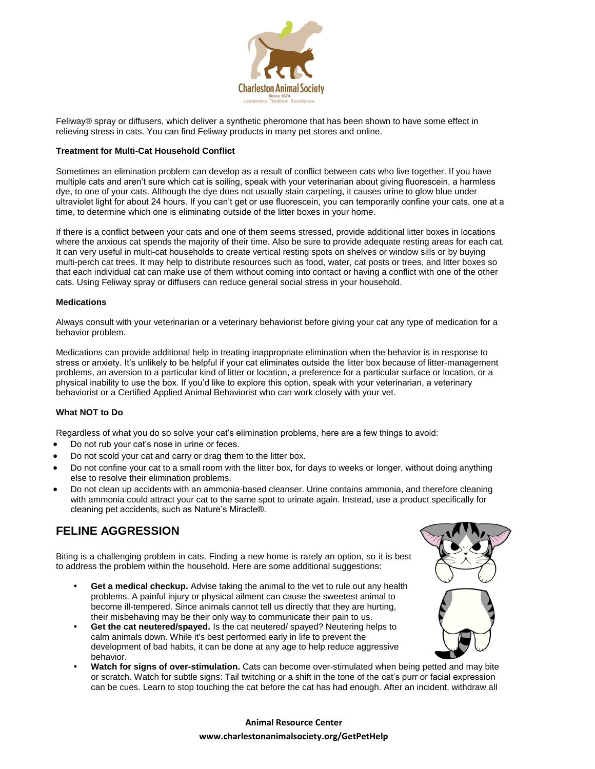Feliway® spray or diffusers, which deliver a synthetic pheromone that has been shown to have some effect in relieving stress in cats. You can find Feliway products in many pet stores and online.

**Treatment for Multi-Cat Household Conflict**

Sometimes an elimination problem can develop as a result of conflict between cats who live together. If you have multiple cats and aren't sure which cat is soiling, speak with your veterinarian about giving fluorescein, a harmless dye, to one of your cats. Although the dye does not usually stain carpeting, it causes urine to glow blue under ultraviolet light for about 24 hours. If you can't get or use fluorescein, you can temporarily confine your cats, one at a time, to determine which one is eliminating outside of the litter boxes in your home.

If there is a conflict between your cats and one of them seems stressed, provide additional litter boxes in locations where the anxious cat spends the majority of their time. Also be sure to provide adequate resting areas for each cat. It can very useful in multi-cat households to create vertical resting spots on shelves or window sills or by buying multi-perch cat trees. It may help to distribute resources such as food, water, cat posts or trees, and litter boxes so that each individual cat can make use of them without coming into contact or having a conflict with one of the other cats. Using Feliway spray or diffusers can reduce general social stress in your household.

**Medications**

Always consult with your veterinarian or a veterinary behaviorist before giving your cat any type of medication for a behavior problem.

Medications can provide additional help in treating inappropriate elimination when the behavior is in response to stress or anxiety. It's unlikely to be helpful if your cat eliminates outside the litter box because of litter-management problems, an aversion to a particular kind of litter or location, a preference for a particular surface or location, or a physical inability to use the box. If you'd like to explore this option, speak with your veterinarian, a veterinary behaviorist or a Certified Applied Animal Behaviorist who can work closely with your vet.

**What NOT to Do**

Regardless of what you do so solve your cat's elimination problems, here are a few things to avoid:

- Do not rub your cat's nose in urine or feces.
- Do not scold your cat and carry or drag them to the litter box.
- Do not confine your cat to a small room with the litter box, for days to weeks or longer, without doing anything else to resolve their elimination problems.
- Do not clean up accidents with an ammonia-based cleanser. Urine contains ammonia, and therefore cleaning with ammonia could attract your cat to the same spot to urinate again. Instead, use a product specifically for cleaning pet accidents, such as Nature's Miracle®.

## FELINE AGGRESSION

Biting is a challenging problem in cats. Finding a new home is rarely an option, so it is best to address the problem within the household. Here are some additional suggestions:

- **Get a medical checkup.** Advise taking the animal to the vet to rule out any health problems. A painful injury or physical ailment can cause the sweetest animal to become ill-tempered. Since animals cannot tell us directly that they are hurting, their misbehaving may be their only way to communicate their pain to us.
- **Get the cat neutered/spayed.** Is the cat neutered/ spayed? Neutering helps to calm animals down. While it's best performed early in life to prevent the development of bad habits, it can be done at any age to help reduce aggressive behavior.
- **Watch for signs of over-stimulation.** Cats can become over-stimulated when being petted and may bite or scratch. Watch for subtle signs: Tail twitching or a shift in the tone of the cat's purr or facial expression can be cues. Learn to stop touching the cat before the cat has had enough. After an incident, withdraw all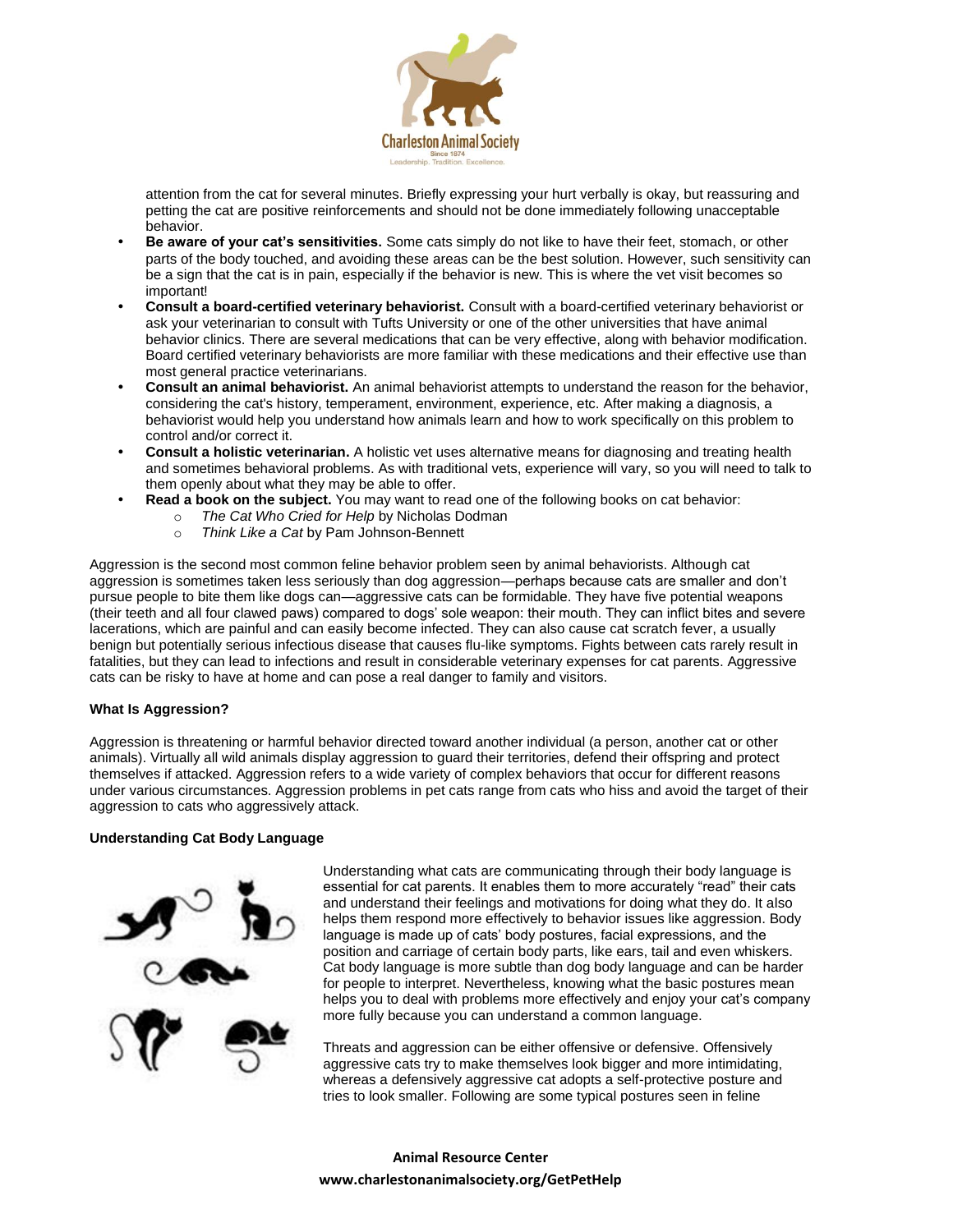attention from the cat for several minutes. Briefly expressing your hurt verbally is okay, but reassuring and petting the cat are positive reinforcements and should not be done immediately following unacceptable behavior.

- **Be aware of your cat's sensitivities.** Some cats simply do not like to have their feet, stomach, or other parts of the body touched, and avoiding these areas can be the best solution. However, such sensitivity can be a sign that the cat is in pain, especially if the behavior is new. This is where the vet visit becomes so important!
- **Consult a board-certified veterinary behaviorist.** Consult with a board-certified veterinary behaviorist or ask your veterinarian to consult with Tufts University or one of the other universities that have animal behavior clinics. There are several medications that can be very effective, along with behavior modification. Board certified veterinary behaviorists are more familiar with these medications and their effective use than most general practice veterinarians.
- **Consult an animal behaviorist.** An animal behaviorist attempts to understand the reason for the behavior, considering the cat's history, temperament, environment, experience, etc. After making a diagnosis, a behaviorist would help you understand how animals learn and how to work specifically on this problem to control and/or correct it.
- **Consult a holistic veterinarian.** A holistic vet uses alternative means for diagnosing and treating health and sometimes behavioral problems. As with traditional vets, experience will vary, so you will need to talk to them openly about what they may be able to offer.
- **Read a book on the subject.** You may want to read one of the following books on cat behavior:
  - *The Cat Who Cried for Help* by Nicholas Dodman
  - *Think Like a Cat* by Pam Johnson-Bennett

Aggression is the second most common feline behavior problem seen by animal behaviorists. Although cat aggression is sometimes taken less seriously than dog aggression—perhaps because cats are smaller and don't pursue people to bite them like dogs can—aggressive cats can be formidable. They have five potential weapons (their teeth and all four clawed paws) compared to dogs' sole weapon: their mouth. They can inflict bites and severe lacerations, which are painful and can easily become infected. They can also cause cat scratch fever, a usually benign but potentially serious infectious disease that causes flu-like symptoms. Fights between cats rarely result in fatalities, but they can lead to infections and result in considerable veterinary expenses for cat parents. Aggressive cats can be risky to have at home and can pose a real danger to family and visitors.

**What Is Aggression?**

Aggression is threatening or harmful behavior directed toward another individual (a person, another cat or other animals). Virtually all wild animals display aggression to guard their territories, defend their offspring and protect themselves if attacked. Aggression refers to a wide variety of complex behaviors that occur for different reasons under various circumstances. Aggression problems in pet cats range from cats who hiss and avoid the target of their aggression to cats who aggressively attack.

**Understanding Cat Body Language**

Understanding what cats are communicating through their body language is essential for cat parents. It enables them to more accurately "read" their cats and understand their feelings and motivations for doing what they do. It also helps them respond more effectively to behavior issues like aggression. Body language is made up of cats' body postures, facial expressions, and the position and carriage of certain body parts, like ears, tail and even whiskers. Cat body language is more subtle than dog body language and can be harder for people to interpret. Nevertheless, knowing what the basic postures mean helps you to deal with problems more effectively and enjoy your cat's company more fully because you can understand a common language.

Threats and aggression can be either offensive or defensive. Offensively aggressive cats try to make themselves look bigger and more intimidating, whereas a defensively aggressive cat adopts a self-protective posture and tries to look smaller. Following are some typical postures seen in feline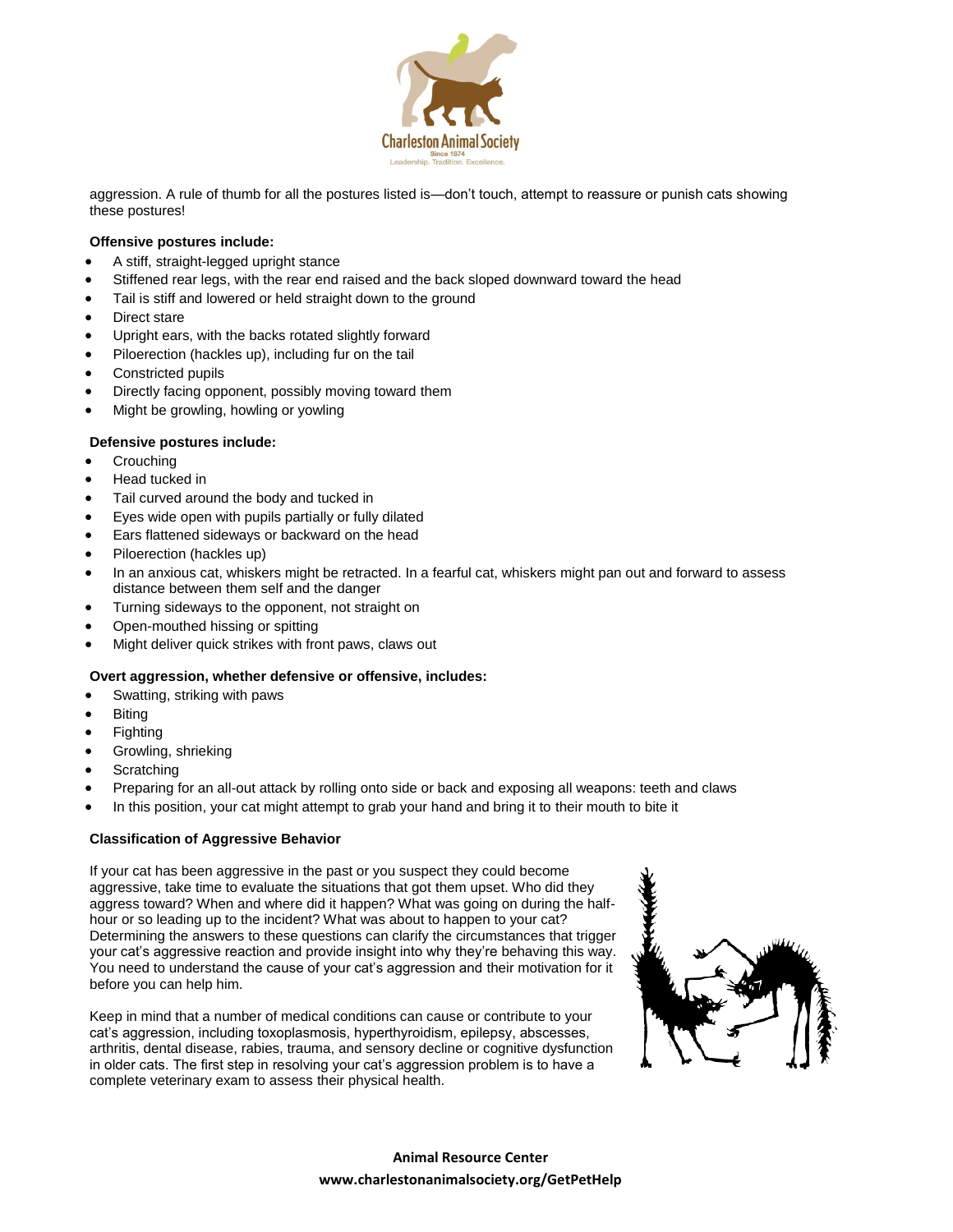aggression. A rule of thumb for all the postures listed is—don't touch, attempt to reassure or punish cats showing these postures!

**Offensive postures include:**

- A stiff, straight-legged upright stance
- Stiffened rear legs, with the rear end raised and the back sloped downward toward the head
- Tail is stiff and lowered or held straight down to the ground
- Direct stare
- Upright ears, with the backs rotated slightly forward
- Piloerection (hackles up), including fur on the tail
- Constricted pupils
- Directly facing opponent, possibly moving toward them
- Might be growling, howling or yowling

**Defensive postures include:**

- Crouching
- Head tucked in
- Tail curved around the body and tucked in
- Eyes wide open with pupils partially or fully dilated
- Ears flattened sideways or backward on the head
- Piloerection (hackles up)
- In an anxious cat, whiskers might be retracted. In a fearful cat, whiskers might pan out and forward to assess distance between them self and the danger
- Turning sideways to the opponent, not straight on
- Open-mouthed hissing or spitting
- Might deliver quick strikes with front paws, claws out

**Overt aggression, whether defensive or offensive, includes:**

- Swatting, striking with paws
- Biting
- Fighting
- Growling, shrieking
- Scratching
- Preparing for an all-out attack by rolling onto side or back and exposing all weapons: teeth and claws
- In this position, your cat might attempt to grab your hand and bring it to their mouth to bite it

**Classification of Aggressive Behavior**

If your cat has been aggressive in the past or you suspect they could become aggressive, take time to evaluate the situations that got them upset. Who did they aggress toward? When and where did it happen? What was going on during the half-hour or so leading up to the incident? What was about to happen to your cat? Determining the answers to these questions can clarify the circumstances that trigger your cat's aggressive reaction and provide insight into why they're behaving this way. You need to understand the cause of your cat's aggression and their motivation for it before you can help him.

Keep in mind that a number of medical conditions can cause or contribute to your cat's aggression, including toxoplasmosis, hyperthyroidism, epilepsy, abscesses, arthritis, dental disease, rabies, trauma, and sensory decline or cognitive dysfunction in older cats. The first step in resolving your cat's aggression problem is to have a complete veterinary exam to assess their physical health.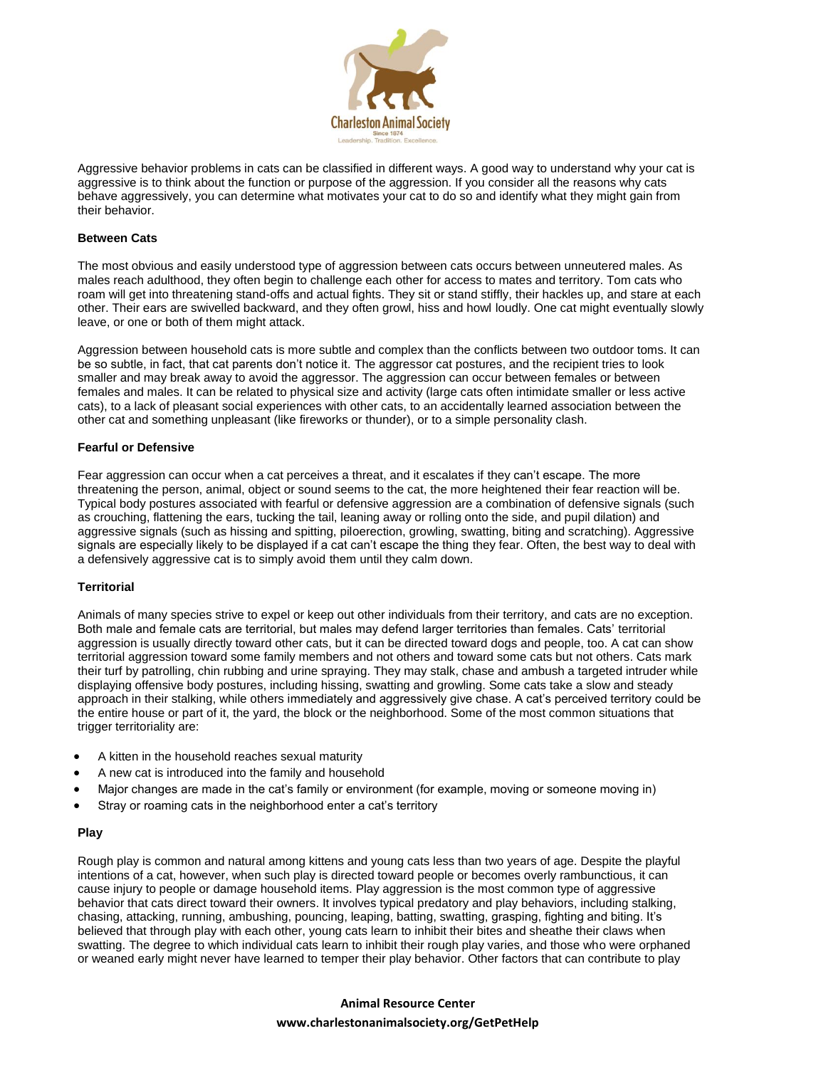Aggressive behavior problems in cats can be classified in different ways. A good way to understand why your cat is aggressive is to think about the function or purpose of the aggression. If you consider all the reasons why cats behave aggressively, you can determine what motivates your cat to do so and identify what they might gain from their behavior.

**Between Cats**

The most obvious and easily understood type of aggression between cats occurs between unneutered males. As males reach adulthood, they often begin to challenge each other for access to mates and territory. Tom cats who roam will get into threatening stand-offs and actual fights. They sit or stand stiffly, their hackles up, and stare at each other. Their ears are swivelled backward, and they often growl, hiss and howl loudly. One cat might eventually slowly leave, or one or both of them might attack.

Aggression between household cats is more subtle and complex than the conflicts between two outdoor toms. It can be so subtle, in fact, that cat parents don't notice it. The aggressor cat postures, and the recipient tries to look smaller and may break away to avoid the aggressor. The aggression can occur between females or between females and males. It can be related to physical size and activity (large cats often intimidate smaller or less active cats), to a lack of pleasant social experiences with other cats, to an accidentally learned association between the other cat and something unpleasant (like fireworks or thunder), or to a simple personality clash.

**Fearful or Defensive**

Fear aggression can occur when a cat perceives a threat, and it escalates if they can't escape. The more threatening the person, animal, object or sound seems to the cat, the more heightened their fear reaction will be. Typical body postures associated with fearful or defensive aggression are a combination of defensive signals (such as crouching, flattening the ears, tucking the tail, leaning away or rolling onto the side, and pupil dilation) and aggressive signals (such as hissing and spitting, piloerection, growling, swatting, biting and scratching). Aggressive signals are especially likely to be displayed if a cat can't escape the thing they fear. Often, the best way to deal with a defensively aggressive cat is to simply avoid them until they calm down.

**Territorial**

Animals of many species strive to expel or keep out other individuals from their territory, and cats are no exception. Both male and female cats are territorial, but males may defend larger territories than females. Cats' territorial aggression is usually directly toward other cats, but it can be directed toward dogs and people, too. A cat can show territorial aggression toward some family members and not others and toward some cats but not others. Cats mark their turf by patrolling, chin rubbing and urine spraying. They may stalk, chase and ambush a targeted intruder while displaying offensive body postures, including hissing, swatting and growling. Some cats take a slow and steady approach in their stalking, while others immediately and aggressively give chase. A cat's perceived territory could be the entire house or part of it, the yard, the block or the neighborhood. Some of the most common situations that trigger territoriality are:

- A kitten in the household reaches sexual maturity
- A new cat is introduced into the family and household
- Major changes are made in the cat's family or environment (for example, moving or someone moving in)
- Stray or roaming cats in the neighborhood enter a cat's territory

**Play**

Rough play is common and natural among kittens and young cats less than two years of age. Despite the playful intentions of a cat, however, when such play is directed toward people or becomes overly rambunctious, it can cause injury to people or damage household items. Play aggression is the most common type of aggressive behavior that cats direct toward their owners. It involves typical predatory and play behaviors, including stalking, chasing, attacking, running, ambushing, pouncing, leaping, batting, swatting, grasping, fighting and biting. It's believed that through play with each other, young cats learn to inhibit their bites and sheathe their claws when swatting. The degree to which individual cats learn to inhibit their rough play varies, and those who were orphaned or weaned early might never have learned to temper their play behavior. Other factors that can contribute to play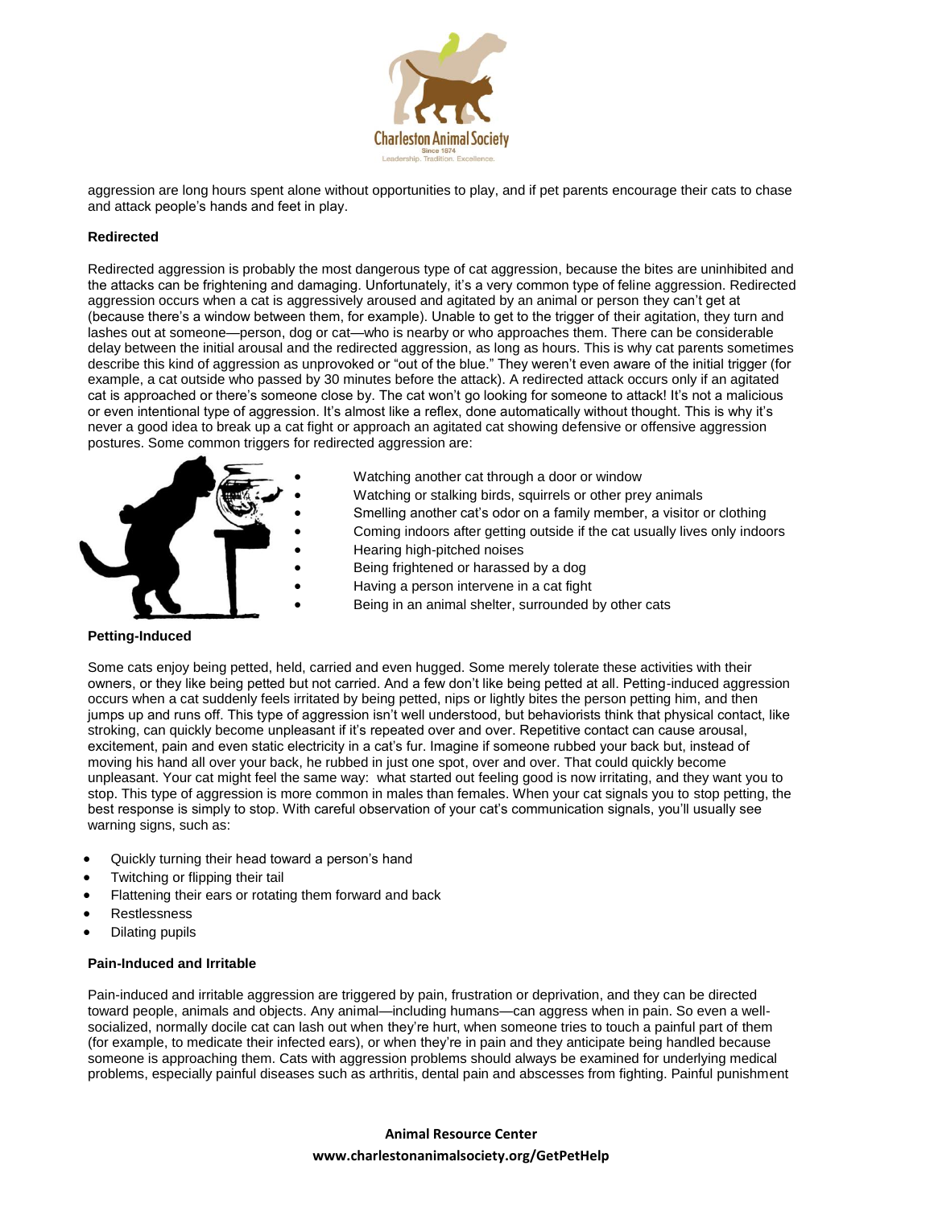aggression are long hours spent alone without opportunities to play, and if pet parents encourage their cats to chase and attack people's hands and feet in play.

**Redirected**

Redirected aggression is probably the most dangerous type of cat aggression, because the bites are uninhibited and the attacks can be frightening and damaging. Unfortunately, it's a very common type of feline aggression. Redirected aggression occurs when a cat is aggressively aroused and agitated by an animal or person they can't get at (because there's a window between them, for example). Unable to get to the trigger of their agitation, they turn and lashes out at someone—person, dog or cat—who is nearby or who approaches them. There can be considerable delay between the initial arousal and the redirected aggression, as long as hours. This is why cat parents sometimes describe this kind of aggression as unprovoked or "out of the blue." They weren't even aware of the initial trigger (for example, a cat outside who passed by 30 minutes before the attack). A redirected attack occurs only if an agitated cat is approached or there's someone close by. The cat won't go looking for someone to attack! It's not a malicious or even intentional type of aggression. It's almost like a reflex, done automatically without thought. This is why it's never a good idea to break up a cat fight or approach an agitated cat showing defensive or offensive aggression postures. Some common triggers for redirected aggression are:

- Watching another cat through a door or window
- Watching or stalking birds, squirrels or other prey animals
- Smelling another cat's odor on a family member, a visitor or clothing
- Coming indoors after getting outside if the cat usually lives only indoors
- Hearing high-pitched noises
- Being frightened or harassed by a dog
- Having a person intervene in a cat fight
- Being in an animal shelter, surrounded by other cats

**Petting-Induced**

Some cats enjoy being petted, held, carried and even hugged. Some merely tolerate these activities with their owners, or they like being petted but not carried. And a few don't like being petted at all. Petting-induced aggression occurs when a cat suddenly feels irritated by being petted, nips or lightly bites the person petting him, and then jumps up and runs off. This type of aggression isn't well understood, but behaviorists think that physical contact, like stroking, can quickly become unpleasant if it's repeated over and over. Repetitive contact can cause arousal, excitement, pain and even static electricity in a cat's fur. Imagine if someone rubbed your back but, instead of moving his hand all over your back, he rubbed in just one spot, over and over. That could quickly become unpleasant. Your cat might feel the same way: what started out feeling good is now irritating, and they want you to stop. This type of aggression is more common in males than females. When your cat signals you to stop petting, the best response is simply to stop. With careful observation of your cat's communication signals, you'll usually see warning signs, such as:

- Quickly turning their head toward a person's hand
- Twitching or flipping their tail
- Flattening their ears or rotating them forward and back
- Restlessness
- Dilating pupils

**Pain-Induced and Irritable**

Pain-induced and irritable aggression are triggered by pain, frustration or deprivation, and they can be directed toward people, animals and objects. Any animal—including humans—can aggress when in pain. So even a well-socialized, normally docile cat can lash out when they're hurt, when someone tries to touch a painful part of them (for example, to medicate their infected ears), or when they're in pain and they anticipate being handled because someone is approaching them. Cats with aggression problems should always be examined for underlying medical problems, especially painful diseases such as arthritis, dental pain and abscesses from fighting. Painful punishment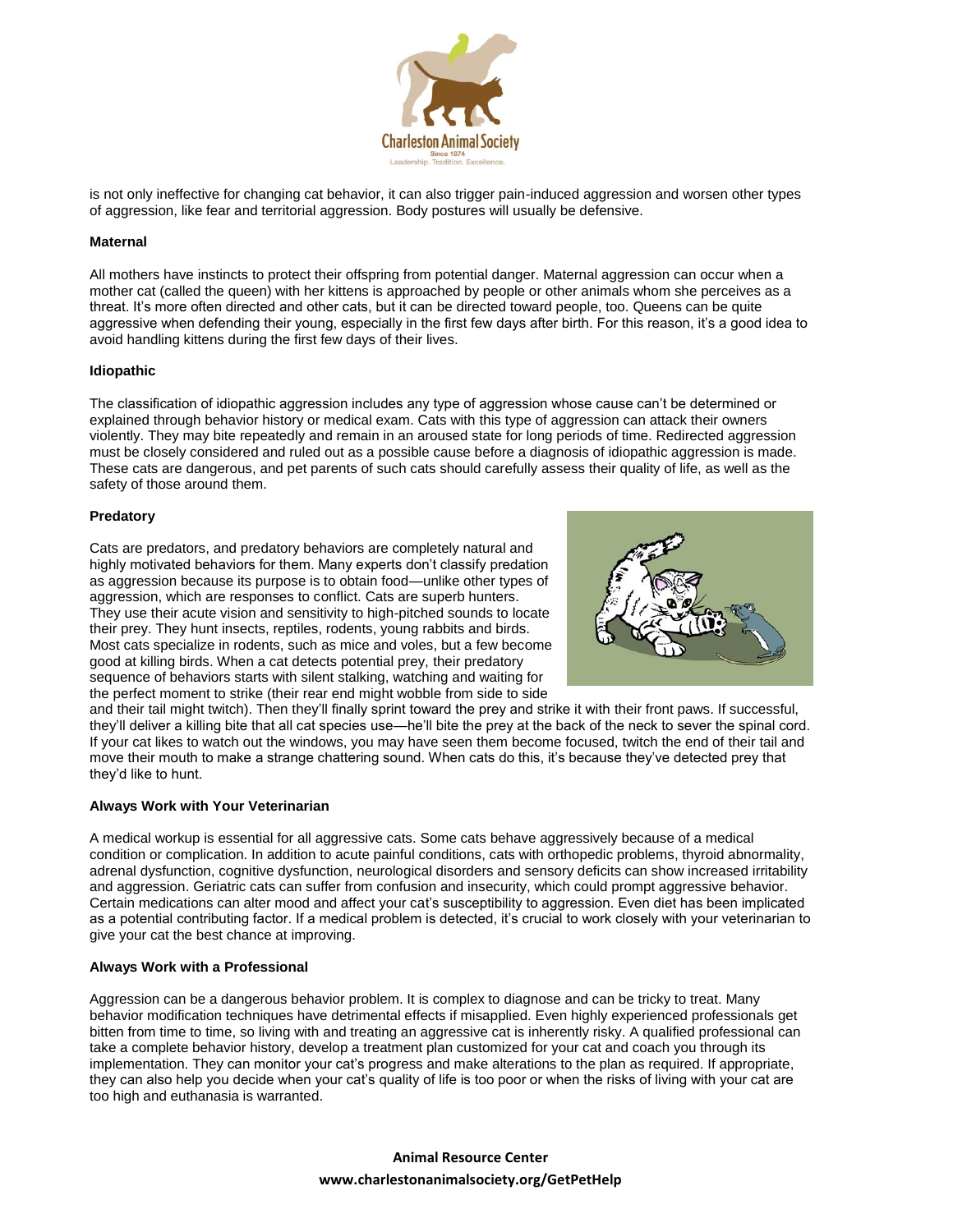is not only ineffective for changing cat behavior, it can also trigger pain-induced aggression and worsen other types of aggression, like fear and territorial aggression. Body postures will usually be defensive.

**Maternal**

All mothers have instincts to protect their offspring from potential danger. Maternal aggression can occur when a mother cat (called the queen) with her kittens is approached by people or other animals whom she perceives as a threat. It's more often directed and other cats, but it can be directed toward people, too. Queens can be quite aggressive when defending their young, especially in the first few days after birth. For this reason, it's a good idea to avoid handling kittens during the first few days of their lives.

**Idiopathic**

The classification of idiopathic aggression includes any type of aggression whose cause can't be determined or explained through behavior history or medical exam. Cats with this type of aggression can attack their owners violently. They may bite repeatedly and remain in an aroused state for long periods of time. Redirected aggression must be closely considered and ruled out as a possible cause before a diagnosis of idiopathic aggression is made. These cats are dangerous, and pet parents of such cats should carefully assess their quality of life, as well as the safety of those around them.

**Predatory**

Cats are predators, and predatory behaviors are completely natural and highly motivated behaviors for them. Many experts don't classify predation as aggression because its purpose is to obtain food—unlike other types of aggression, which are responses to conflict. Cats are superb hunters. They use their acute vision and sensitivity to high-pitched sounds to locate their prey. They hunt insects, reptiles, rodents, young rabbits and birds. Most cats specialize in rodents, such as mice and voles, but a few become good at killing birds. When a cat detects potential prey, their predatory sequence of behaviors starts with silent stalking, watching and waiting for the perfect moment to strike (their rear end might wobble from side to side and their tail might twitch). Then they'll finally sprint toward the prey and strike it with their front paws. If successful, they'll deliver a killing bite that all cat species use—he'll bite the prey at the back of the neck to sever the spinal cord. If your cat likes to watch out the windows, you may have seen them become focused, twitch the end of their tail and move their mouth to make a strange chattering sound. When cats do this, it's because they've detected prey that they'd like to hunt.

**Always Work with Your Veterinarian**

A medical workup is essential for all aggressive cats. Some cats behave aggressively because of a medical condition or complication. In addition to acute painful conditions, cats with orthopedic problems, thyroid abnormality, adrenal dysfunction, cognitive dysfunction, neurological disorders and sensory deficits can show increased irritability and aggression. Geriatric cats can suffer from confusion and insecurity, which could prompt aggressive behavior. Certain medications can alter mood and affect your cat's susceptibility to aggression. Even diet has been implicated as a potential contributing factor. If a medical problem is detected, it's crucial to work closely with your veterinarian to give your cat the best chance at improving.

**Always Work with a Professional**

Aggression can be a dangerous behavior problem. It is complex to diagnose and can be tricky to treat. Many behavior modification techniques have detrimental effects if misapplied. Even highly experienced professionals get bitten from time to time, so living with and treating an aggressive cat is inherently risky. A qualified professional can take a complete behavior history, develop a treatment plan customized for your cat and coach you through its implementation. They can monitor your cat's progress and make alterations to the plan as required. If appropriate, they can also help you decide when your cat's quality of life is too poor or when the risks of living with your cat are too high and euthanasia is warranted.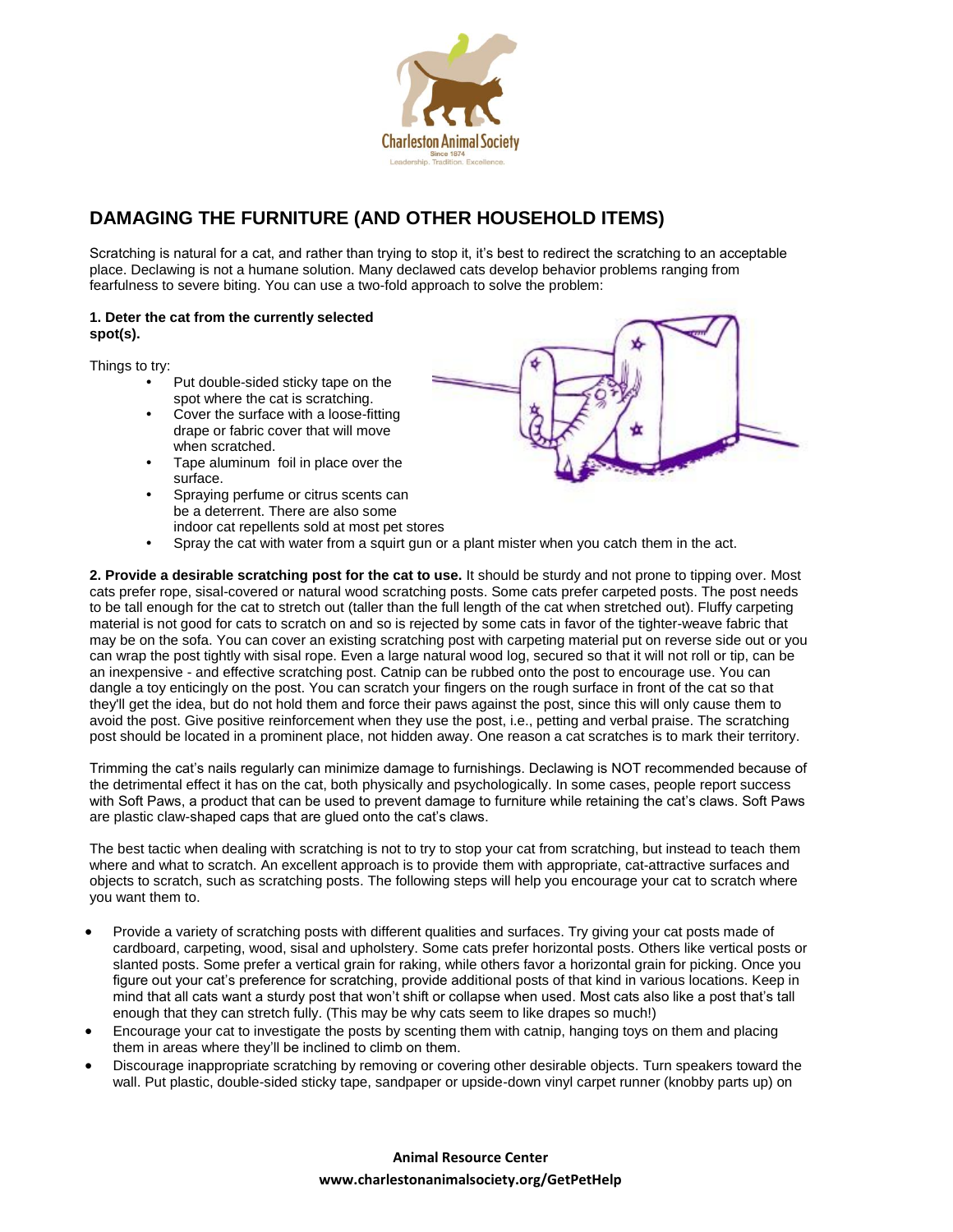## DAMAGING THE FURNITURE (AND OTHER HOUSEHOLD ITEMS)

Scratching is natural for a cat, and rather than trying to stop it, it's best to redirect the scratching to an acceptable place. Declawing is not a humane solution. Many declawed cats develop behavior problems ranging from fearfulness to severe biting. You can use a two-fold approach to solve the problem:

**1. Deter the cat from the currently selected spot(s).**

Things to try:

- Put double-sided sticky tape on the spot where the cat is scratching.
- Cover the surface with a loose-fitting drape or fabric cover that will move when scratched.
- Tape aluminum foil in place over the surface.
- Spraying perfume or citrus scents can be a deterrent. There are also some indoor cat repellents sold at most pet stores
- Spray the cat with water from a squirt gun or a plant mister when you catch them in the act.

**2. Provide a desirable scratching post for the cat to use.** It should be sturdy and not prone to tipping over. Most cats prefer rope, sisal-covered or natural wood scratching posts. Some cats prefer carpeted posts. The post needs to be tall enough for the cat to stretch out (taller than the full length of the cat when stretched out). Fluffy carpeting material is not good for cats to scratch on and so is rejected by some cats in favor of the tighter-weave fabric that may be on the sofa. You can cover an existing scratching post with carpeting material put on reverse side out or you can wrap the post tightly with sisal rope. Even a large natural wood log, secured so that it will not roll or tip, can be an inexpensive - and effective scratching post. Catnip can be rubbed onto the post to encourage use. You can dangle a toy enticingly on the post. You can scratch your fingers on the rough surface in front of the cat so that they'll get the idea, but do not hold them and force their paws against the post, since this will only cause them to avoid the post. Give positive reinforcement when they use the post, i.e., petting and verbal praise. The scratching post should be located in a prominent place, not hidden away. One reason a cat scratches is to mark their territory.

Trimming the cat's nails regularly can minimize damage to furnishings. Declawing is NOT recommended because of the detrimental effect it has on the cat, both physically and psychologically. In some cases, people report success with Soft Paws, a product that can be used to prevent damage to furniture while retaining the cat's claws. Soft Paws are plastic claw-shaped caps that are glued onto the cat's claws.

The best tactic when dealing with scratching is not to try to stop your cat from scratching, but instead to teach them where and what to scratch. An excellent approach is to provide them with appropriate, cat-attractive surfaces and objects to scratch, such as scratching posts. The following steps will help you encourage your cat to scratch where you want them to.

- Provide a variety of scratching posts with different qualities and surfaces. Try giving your cat posts made of cardboard, carpeting, wood, sisal and upholstery. Some cats prefer horizontal posts. Others like vertical posts or slanted posts. Some prefer a vertical grain for raking, while others favor a horizontal grain for picking. Once you figure out your cat's preference for scratching, provide additional posts of that kind in various locations. Keep in mind that all cats want a sturdy post that won't shift or collapse when used. Most cats also like a post that's tall enough that they can stretch fully. (This may be why cats seem to like drapes so much!)
- Encourage your cat to investigate the posts by scenting them with catnip, hanging toys on them and placing them in areas where they'll be inclined to climb on them.
- Discourage inappropriate scratching by removing or covering other desirable objects. Turn speakers toward the wall. Put plastic, double-sided sticky tape, sandpaper or upside-down vinyl carpet runner (knobby parts up) on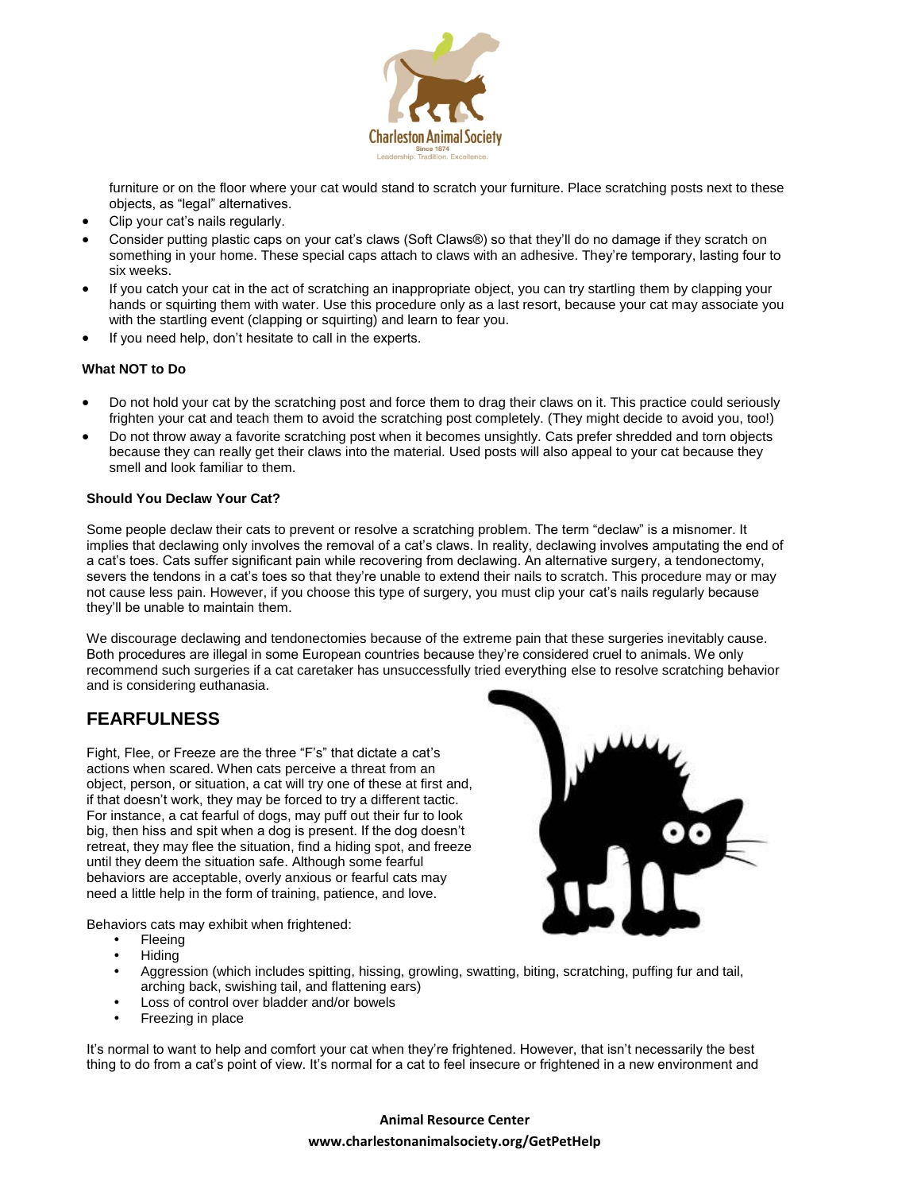furniture or on the floor where your cat would stand to scratch your furniture. Place scratching posts next to these objects, as "legal" alternatives.

- Clip your cat's nails regularly.
- Consider putting plastic caps on your cat's claws (Soft Claws®) so that they'll do no damage if they scratch on something in your home. These special caps attach to claws with an adhesive. They're temporary, lasting four to six weeks.
- If you catch your cat in the act of scratching an inappropriate object, you can try startling them by clapping your hands or squirting them with water. Use this procedure only as a last resort, because your cat may associate you with the startling event (clapping or squirting) and learn to fear you.
- If you need help, don't hesitate to call in the experts.

**What NOT to Do**

- Do not hold your cat by the scratching post and force them to drag their claws on it. This practice could seriously frighten your cat and teach them to avoid the scratching post completely. (They might decide to avoid you, too!)
- Do not throw away a favorite scratching post when it becomes unsightly. Cats prefer shredded and torn objects because they can really get their claws into the material. Used posts will also appeal to your cat because they smell and look familiar to them.

**Should You Declaw Your Cat?**

Some people declaw their cats to prevent or resolve a scratching problem. The term "declaw" is a misnomer. It implies that declawing only involves the removal of a cat's claws. In reality, declawing involves amputating the end of a cat's toes. Cats suffer significant pain while recovering from declawing. An alternative surgery, a tendonectomy, severs the tendons in a cat's toes so that they're unable to extend their nails to scratch. This procedure may or may not cause less pain. However, if you choose this type of surgery, you must clip your cat's nails regularly because they'll be unable to maintain them.

We discourage declawing and tendonectomies because of the extreme pain that these surgeries inevitably cause. Both procedures are illegal in some European countries because they're considered cruel to animals. We only recommend such surgeries if a cat caretaker has unsuccessfully tried everything else to resolve scratching behavior and is considering euthanasia.

## FEARFULNESS

Fight, Flee, or Freeze are the three "F's" that dictate a cat's actions when scared. When cats perceive a threat from an object, person, or situation, a cat will try one of these at first and, if that doesn't work, they may be forced to try a different tactic. For instance, a cat fearful of dogs, may puff out their fur to look big, then hiss and spit when a dog is present. If the dog doesn't retreat, they may flee the situation, find a hiding spot, and freeze until they deem the situation safe. Although some fearful behaviors are acceptable, overly anxious or fearful cats may need a little help in the form of training, patience, and love.

Behaviors cats may exhibit when frightened:

- Fleeing
- Hiding
- Aggression (which includes spitting, hissing, growling, swatting, biting, scratching, puffing fur and tail, arching back, swishing tail, and flattening ears)
- Loss of control over bladder and/or bowels
- Freezing in place

It's normal to want to help and comfort your cat when they're frightened. However, that isn't necessarily the best thing to do from a cat's point of view. It's normal for a cat to feel insecure or frightened in a new environment and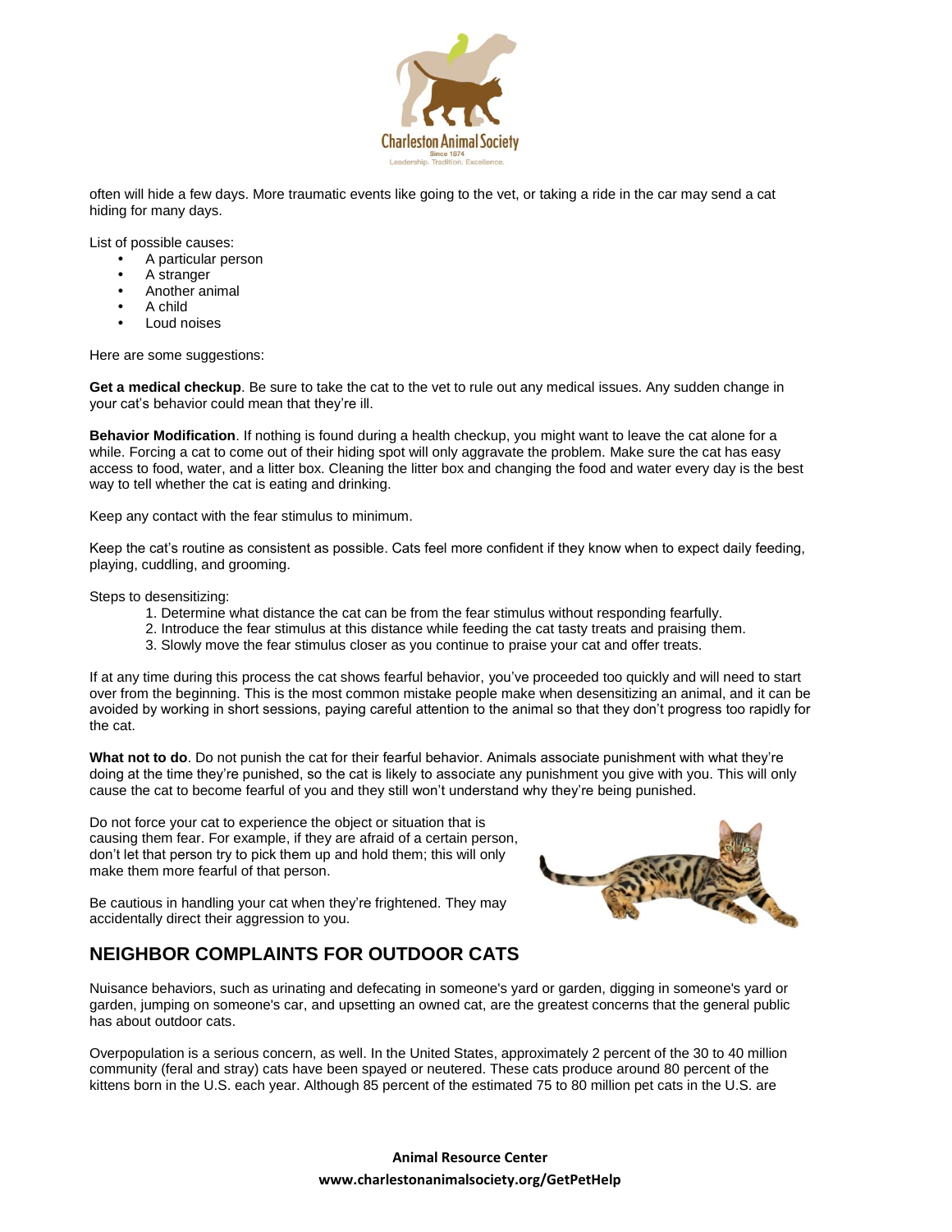often will hide a few days. More traumatic events like going to the vet, or taking a ride in the car may send a cat hiding for many days.

List of possible causes:

- A particular person
- A stranger
- Another animal
- A child
- Loud noises

Here are some suggestions:

**Get a medical checkup**. Be sure to take the cat to the vet to rule out any medical issues. Any sudden change in your cat's behavior could mean that they're ill.

**Behavior Modification**. If nothing is found during a health checkup, you might want to leave the cat alone for a while. Forcing a cat to come out of their hiding spot will only aggravate the problem. Make sure the cat has easy access to food, water, and a litter box. Cleaning the litter box and changing the food and water every day is the best way to tell whether the cat is eating and drinking.

Keep any contact with the fear stimulus to minimum.

Keep the cat's routine as consistent as possible. Cats feel more confident if they know when to expect daily feeding, playing, cuddling, and grooming.

Steps to desensitizing:

1. Determine what distance the cat can be from the fear stimulus without responding fearfully.
2. Introduce the fear stimulus at this distance while feeding the cat tasty treats and praising them.
3. Slowly move the fear stimulus closer as you continue to praise your cat and offer treats.

If at any time during this process the cat shows fearful behavior, you've proceeded too quickly and will need to start over from the beginning. This is the most common mistake people make when desensitizing an animal, and it can be avoided by working in short sessions, paying careful attention to the animal so that they don't progress too rapidly for the cat.

**What not to do**. Do not punish the cat for their fearful behavior. Animals associate punishment with what they're doing at the time they're punished, so the cat is likely to associate any punishment you give with you. This will only cause the cat to become fearful of you and they still won't understand why they're being punished.

Do not force your cat to experience the object or situation that is causing them fear. For example, if they are afraid of a certain person, don't let that person try to pick them up and hold them; this will only make them more fearful of that person.

Be cautious in handling your cat when they're frightened. They may accidentally direct their aggression to you.

## NEIGHBOR COMPLAINTS FOR OUTDOOR CATS

Nuisance behaviors, such as urinating and defecating in someone's yard or garden, digging in someone's yard or garden, jumping on someone's car, and upsetting an owned cat, are the greatest concerns that the general public has about outdoor cats.

Overpopulation is a serious concern, as well. In the United States, approximately 2 percent of the 30 to 40 million community (feral and stray) cats have been spayed or neutered. These cats produce around 80 percent of the kittens born in the U.S. each year. Although 85 percent of the estimated 75 to 80 million pet cats in the U.S. are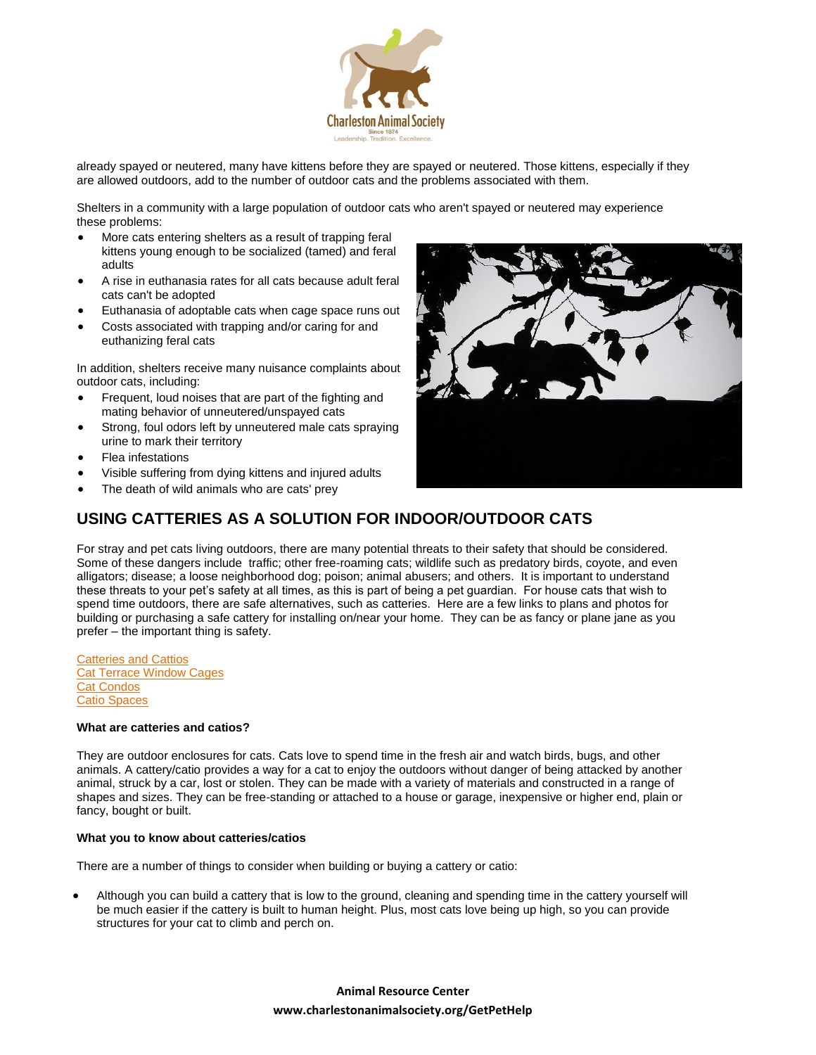already spayed or neutered, many have kittens before they are spayed or neutered. Those kittens, especially if they are allowed outdoors, add to the number of outdoor cats and the problems associated with them.

Shelters in a community with a large population of outdoor cats who aren't spayed or neutered may experience these problems:

- More cats entering shelters as a result of trapping feral kittens young enough to be socialized (tamed) and feral adults
- A rise in euthanasia rates for all cats because adult feral cats can't be adopted
- Euthanasia of adoptable cats when cage space runs out
- Costs associated with trapping and/or caring for and euthanizing feral cats

In addition, shelters receive many nuisance complaints about outdoor cats, including:

- Frequent, loud noises that are part of the fighting and mating behavior of unneutered/unspayed cats
- Strong, foul odors left by unneutered male cats spraying urine to mark their territory
- Flea infestations
- Visible suffering from dying kittens and injured adults
- The death of wild animals who are cats' prey

## USING CATTERIES AS A SOLUTION FOR INDOOR/OUTDOOR CATS

For stray and pet cats living outdoors, there are many potential threats to their safety that should be considered. Some of these dangers include traffic; other free-roaming cats; wildlife such as predatory birds, coyote, and even alligators; disease; a loose neighborhood dog; poison; animal abusers; and others. It is important to understand these threats to your pet's safety at all times, as this is part of being a pet guardian. For house cats that wish to spend time outdoors, there are safe alternatives, such as catteries. Here are a few links to plans and photos for building or purchasing a safe cattery for installing on/near your home. They can be as fancy or plane jane as you prefer – the important thing is safety.

Catteries and Cattios
Cat Terrace Window Cages
Cat Condos
Catio Spaces

**What are catteries and catios?**

They are outdoor enclosures for cats. Cats love to spend time in the fresh air and watch birds, bugs, and other animals. A cattery/catio provides a way for a cat to enjoy the outdoors without danger of being attacked by another animal, struck by a car, lost or stolen. They can be made with a variety of materials and constructed in a range of shapes and sizes. They can be free-standing or attached to a house or garage, inexpensive or higher end, plain or fancy, bought or built.

**What you to know about catteries/catios**

There are a number of things to consider when building or buying a cattery or catio:

- Although you can build a cattery that is low to the ground, cleaning and spending time in the cattery yourself will be much easier if the cattery is built to human height. Plus, most cats love being up high, so you can provide structures for your cat to climb and perch on.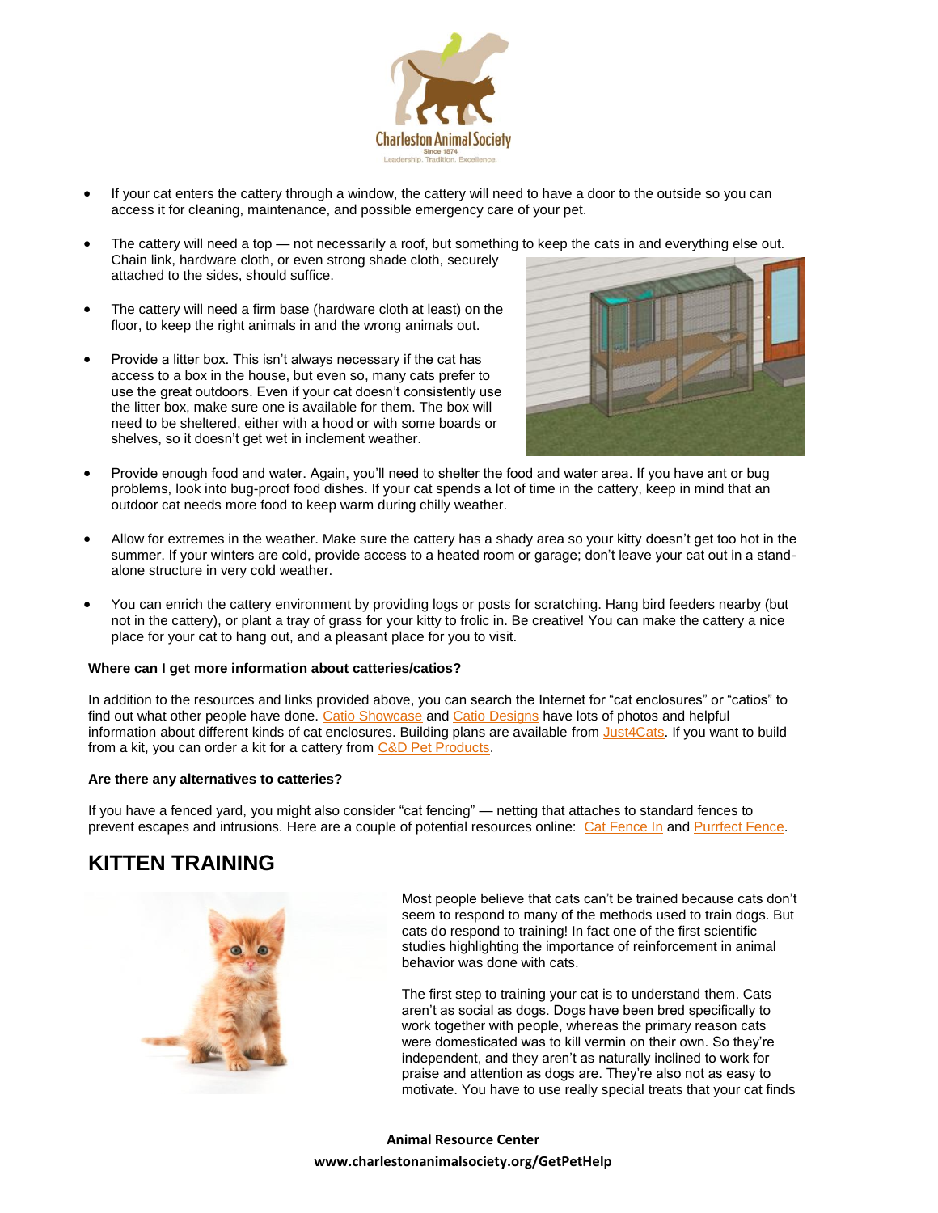- If your cat enters the cattery through a window, the cattery will need to have a door to the outside so you can access it for cleaning, maintenance, and possible emergency care of your pet.

- The cattery will need a top — not necessarily a roof, but something to keep the cats in and everything else out. Chain link, hardware cloth, or even strong shade cloth, securely attached to the sides, should suffice.

- The cattery will need a firm base (hardware cloth at least) on the floor, to keep the right animals in and the wrong animals out.

- Provide a litter box. This isn't always necessary if the cat has access to a box in the house, but even so, many cats prefer to use the great outdoors. Even if your cat doesn't consistently use the litter box, make sure one is available for them. The box will need to be sheltered, either with a hood or with some boards or shelves, so it doesn't get wet in inclement weather.

- Provide enough food and water. Again, you'll need to shelter the food and water area. If you have ant or bug problems, look into bug-proof food dishes. If your cat spends a lot of time in the cattery, keep in mind that an outdoor cat needs more food to keep warm during chilly weather.

- Allow for extremes in the weather. Make sure the cattery has a shady area so your kitty doesn't get too hot in the summer. If your winters are cold, provide access to a heated room or garage; don't leave your cat out in a stand-alone structure in very cold weather.

- You can enrich the cattery environment by providing logs or posts for scratching. Hang bird feeders nearby (but not in the cattery), or plant a tray of grass for your kitty to frolic in. Be creative! You can make the cattery a nice place for your cat to hang out, and a pleasant place for you to visit.

**Where can I get more information about catteries/catios?**

In addition to the resources and links provided above, you can search the Internet for "cat enclosures" or "catios" to find out what other people have done. Catio Showcase and Catio Designs have lots of photos and helpful information about different kinds of cat enclosures. Building plans are available from Just4Cats. If you want to build from a kit, you can order a kit for a cattery from C&D Pet Products.

**Are there any alternatives to catteries?**

If you have a fenced yard, you might also consider "cat fencing" — netting that attaches to standard fences to prevent escapes and intrusions. Here are a couple of potential resources online: Cat Fence In and Purrfect Fence.

## KITTEN TRAINING

Most people believe that cats can't be trained because cats don't seem to respond to many of the methods used to train dogs. But cats do respond to training! In fact one of the first scientific studies highlighting the importance of reinforcement in animal behavior was done with cats.

The first step to training your cat is to understand them. Cats aren't as social as dogs. Dogs have been bred specifically to work together with people, whereas the primary reason cats were domesticated was to kill vermin on their own. So they're independent, and they aren't as naturally inclined to work for praise and attention as dogs are. They're also not as easy to motivate. You have to use really special treats that your cat finds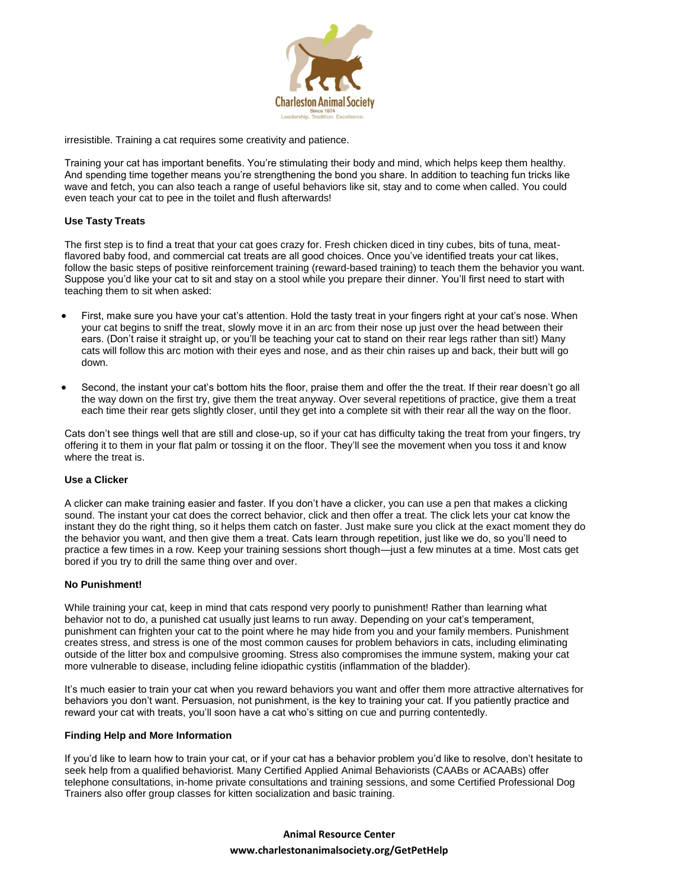irresistible. Training a cat requires some creativity and patience.

Training your cat has important benefits. You're stimulating their body and mind, which helps keep them healthy. And spending time together means you're strengthening the bond you share. In addition to teaching fun tricks like wave and fetch, you can also teach a range of useful behaviors like sit, stay and to come when called. You could even teach your cat to pee in the toilet and flush afterwards!

**Use Tasty Treats**

The first step is to find a treat that your cat goes crazy for. Fresh chicken diced in tiny cubes, bits of tuna, meat-flavored baby food, and commercial cat treats are all good choices. Once you've identified treats your cat likes, follow the basic steps of positive reinforcement training (reward-based training) to teach them the behavior you want. Suppose you'd like your cat to sit and stay on a stool while you prepare their dinner. You'll first need to start with teaching them to sit when asked:

- First, make sure you have your cat's attention. Hold the tasty treat in your fingers right at your cat's nose. When your cat begins to sniff the treat, slowly move it in an arc from their nose up just over the head between their ears. (Don't raise it straight up, or you'll be teaching your cat to stand on their rear legs rather than sit!) Many cats will follow this arc motion with their eyes and nose, and as their chin raises up and back, their butt will go down.

- Second, the instant your cat's bottom hits the floor, praise them and offer the the treat. If their rear doesn't go all the way down on the first try, give them the treat anyway. Over several repetitions of practice, give them a treat each time their rear gets slightly closer, until they get into a complete sit with their rear all the way on the floor.

Cats don't see things well that are still and close-up, so if your cat has difficulty taking the treat from your fingers, try offering it to them in your flat palm or tossing it on the floor. They'll see the movement when you toss it and know where the treat is.

**Use a Clicker**

A clicker can make training easier and faster. If you don't have a clicker, you can use a pen that makes a clicking sound. The instant your cat does the correct behavior, click and then offer a treat. The click lets your cat know the instant they do the right thing, so it helps them catch on faster. Just make sure you click at the exact moment they do the behavior you want, and then give them a treat. Cats learn through repetition, just like we do, so you'll need to practice a few times in a row. Keep your training sessions short though—just a few minutes at a time. Most cats get bored if you try to drill the same thing over and over.

**No Punishment!**

While training your cat, keep in mind that cats respond very poorly to punishment! Rather than learning what behavior not to do, a punished cat usually just learns to run away. Depending on your cat's temperament, punishment can frighten your cat to the point where he may hide from you and your family members. Punishment creates stress, and stress is one of the most common causes for problem behaviors in cats, including eliminating outside of the litter box and compulsive grooming. Stress also compromises the immune system, making your cat more vulnerable to disease, including feline idiopathic cystitis (inflammation of the bladder).

It's much easier to train your cat when you reward behaviors you want and offer them more attractive alternatives for behaviors you don't want. Persuasion, not punishment, is the key to training your cat. If you patiently practice and reward your cat with treats, you'll soon have a cat who's sitting on cue and purring contentedly.

**Finding Help and More Information**

If you'd like to learn how to train your cat, or if your cat has a behavior problem you'd like to resolve, don't hesitate to seek help from a qualified behaviorist. Many Certified Applied Animal Behaviorists (CAABs or ACAABs) offer telephone consultations, in-home private consultations and training sessions, and some Certified Professional Dog Trainers also offer group classes for kitten socialization and basic training.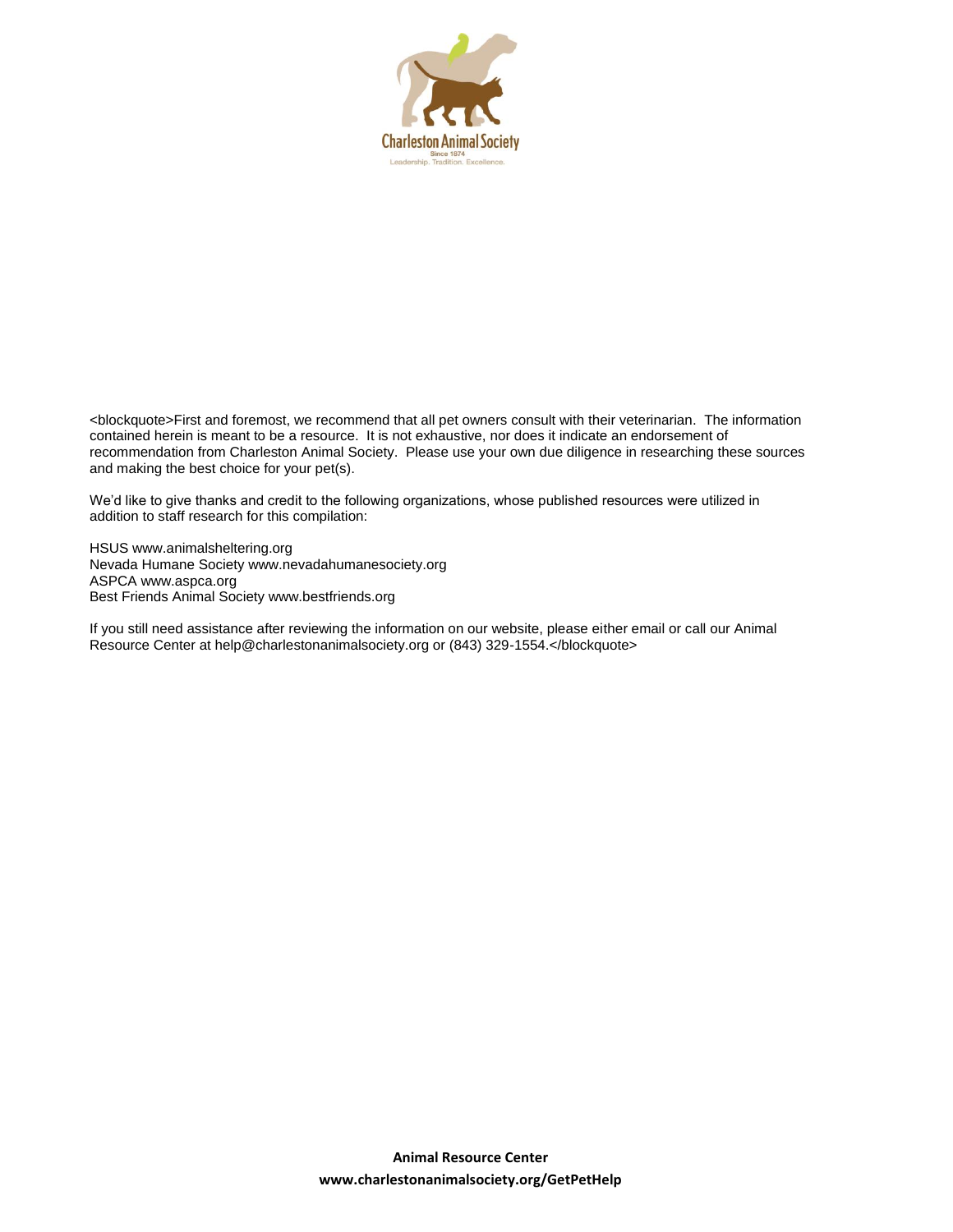<blockquote>First and foremost, we recommend that all pet owners consult with their veterinarian. The information contained herein is meant to be a resource. It is not exhaustive, nor does it indicate an endorsement of recommendation from Charleston Animal Society. Please use your own due diligence in researching these sources and making the best choice for your pet(s).

We'd like to give thanks and credit to the following organizations, whose published resources were utilized in addition to staff research for this compilation:

HSUS www.animalsheltering.org
Nevada Humane Society www.nevadahumanesociety.org
ASPCA www.aspca.org
Best Friends Animal Society www.bestfriends.org

If you still need assistance after reviewing the information on our website, please either email or call our Animal Resource Center at help@charlestonanimalsociety.org or (843) 329-1554.</blockquote>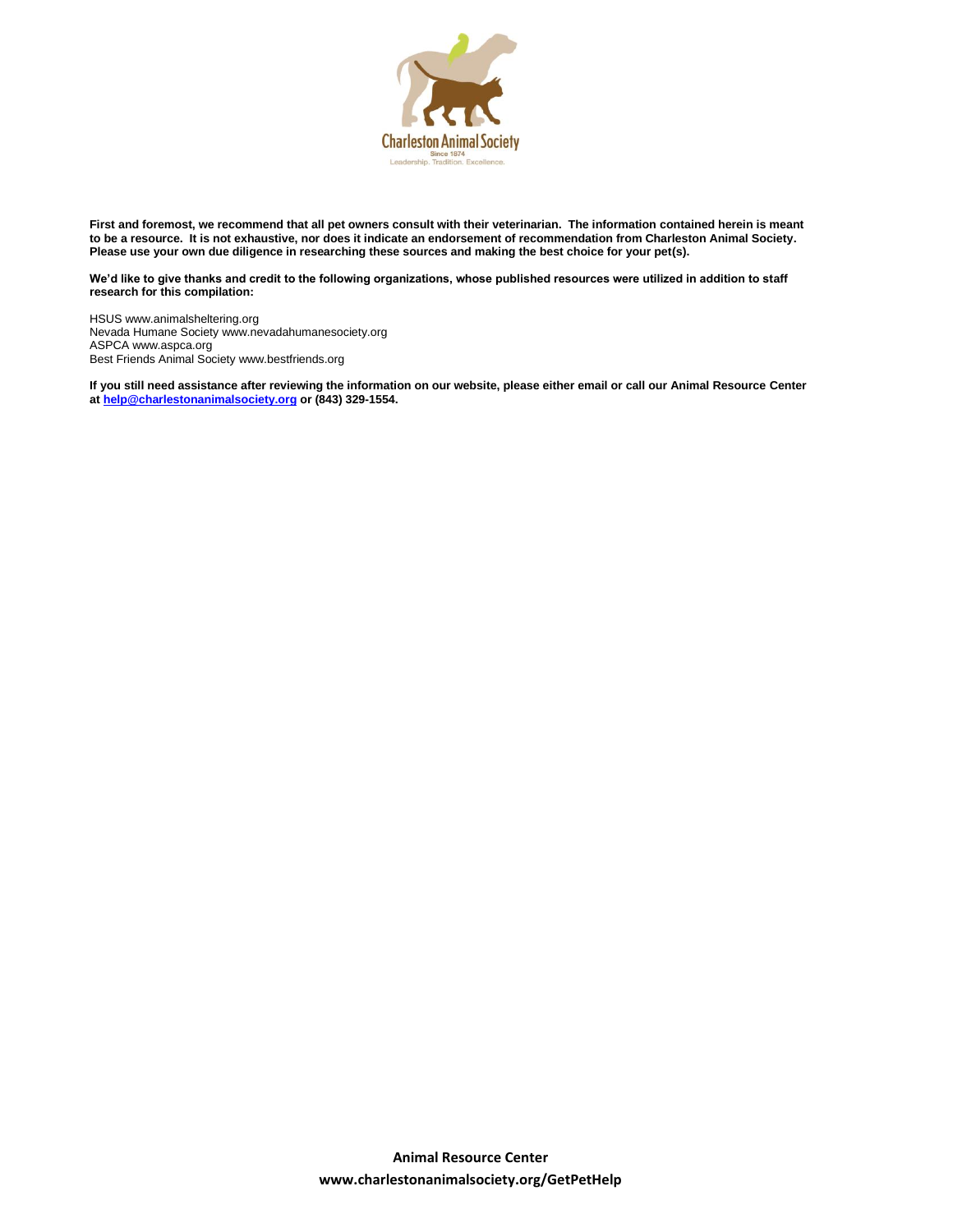Charleston Animal Society

Since 1874

Leadership. Tradition. Excellence.

**First and foremost, we recommend that all pet owners consult with their veterinarian. The information contained herein is meant to be a resource. It is not exhaustive, nor does it indicate an endorsement of recommendation from Charleston Animal Society. Please use your own due diligence in researching these sources and making the best choice for your pet(s).**

**We'd like to give thanks and credit to the following organizations, whose published resources were utilized in addition to staff research for this compilation:**

HSUS www.animalsheltering.org
Nevada Humane Society www.nevadahumanesociety.org
ASPCA www.aspca.org
Best Friends Animal Society www.bestfriends.org

**If you still need assistance after reviewing the information on our website, please either email or call our Animal Resource Center at help@charlestonanimalsociety.org or (843) 329-1554.**

**Animal Resource Center**
**www.charlestonanimalsociety.org/GetPetHelp**